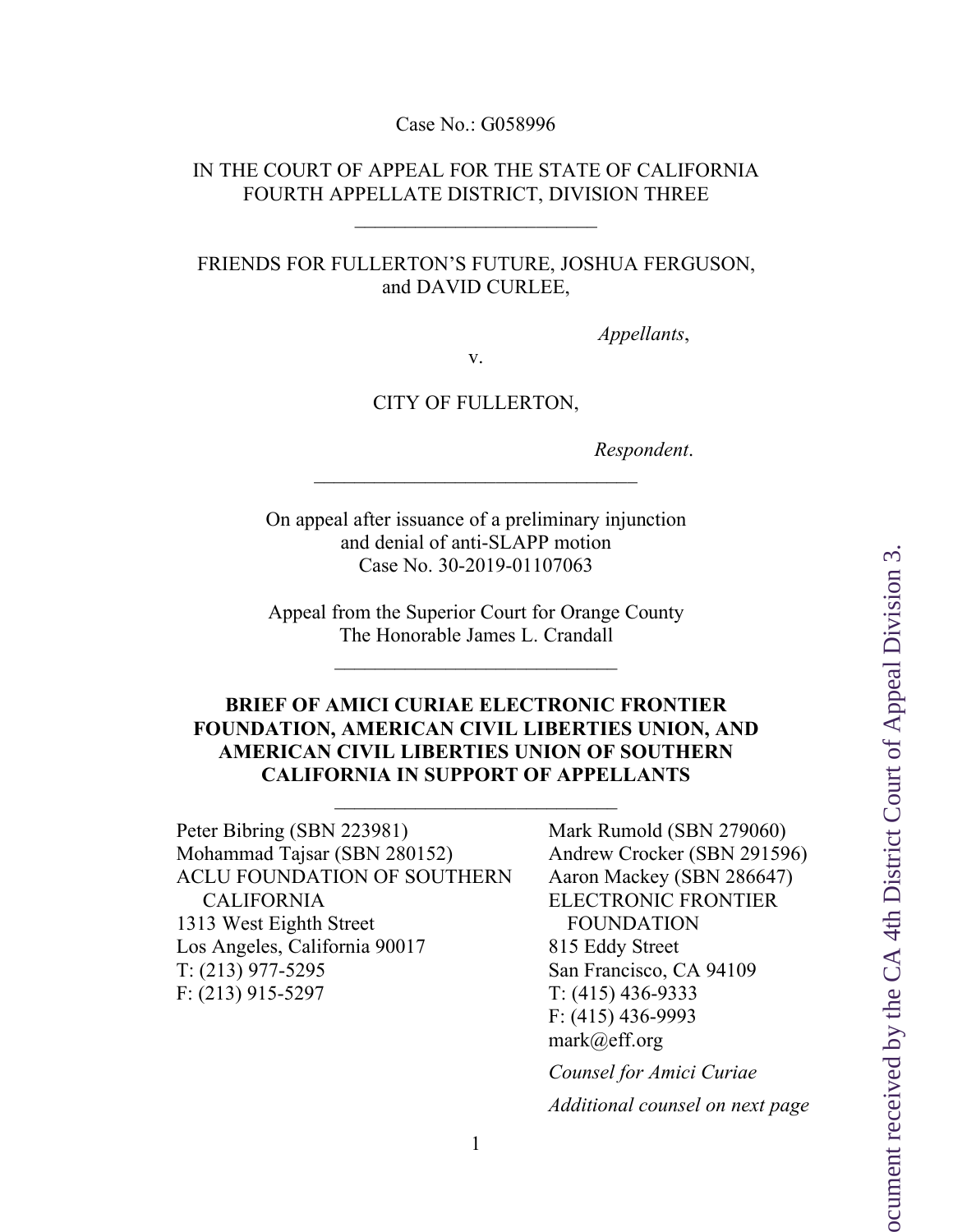Case No.: G058996

IN THE COURT OF APPEAL FOR THE STATE OF CALIFORNIA
FOURTH APPELLATE DISTRICT, DIVISION THREE

---

FRIENDS FOR FULLERTON'S FUTURE, JOSHUA FERGUSON, and DAVID CURLEE,

*Appellants*,

v.

CITY OF FULLERTON,

*Respondent*.

---

On appeal after issuance of a preliminary injunction and denial of anti-SLAPP motion
Case No. 30-2019-01107063

Appeal from the Superior Court for Orange County
The Honorable James L. Crandall

---

**BRIEF OF AMICI CURIAE ELECTRONIC FRONTIER FOUNDATION, AMERICAN CIVIL LIBERTIES UNION, AND AMERICAN CIVIL LIBERTIES UNION OF SOUTHERN CALIFORNIA IN SUPPORT OF APPELLANTS**

---

Peter Bibring (SBN 223981)
Mohammad Tajsar (SBN 280152)
ACLU FOUNDATION OF SOUTHERN CALIFORNIA
1313 West Eighth Street
Los Angeles, California 90017
T: (213) 977-5295
F: (213) 915-5297

Mark Rumold (SBN 279060)
Andrew Crocker (SBN 291596)
Aaron Mackey (SBN 286647)
ELECTRONIC FRONTIER FOUNDATION
815 Eddy Street
San Francisco, CA 94109
T: (415) 436-9333
F: (415) 436-9993
mark@eff.org

*Counsel for Amici Curiae*

*Additional counsel on next page*

ocument received by the CA 4th District Court of Appeal Division 3.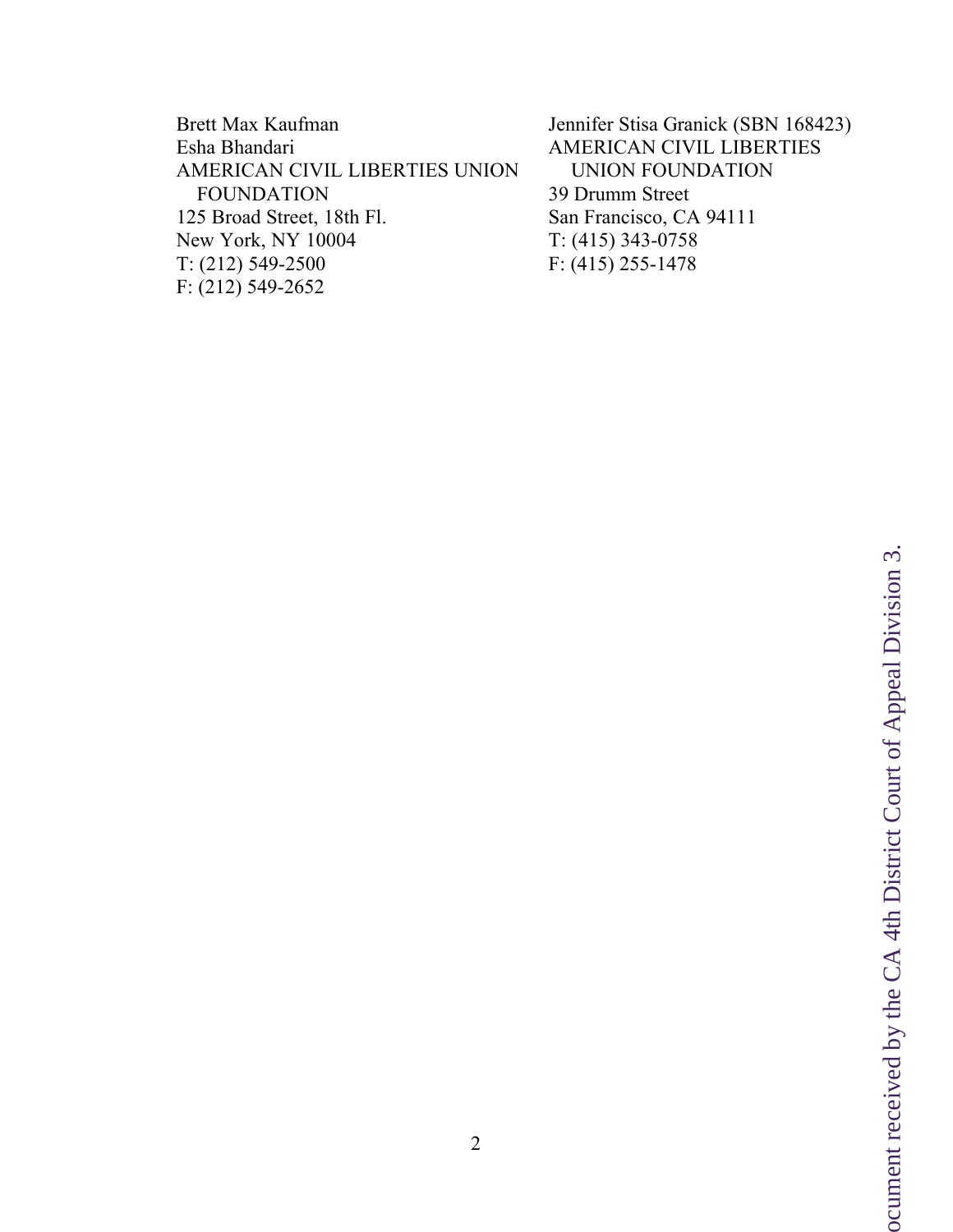Brett Max Kaufman
Esha Bhandari
AMERICAN CIVIL LIBERTIES UNION
FOUNDATION
125 Broad Street, 18th Fl.
New York, NY 10004
T: (212) 549-2500
F: (212) 549-2652

Jennifer Stisa Granick (SBN 168423)
AMERICAN CIVIL LIBERTIES
UNION FOUNDATION
39 Drumm Street
San Francisco, CA 94111
T: (415) 343-0758
F: (415) 255-1478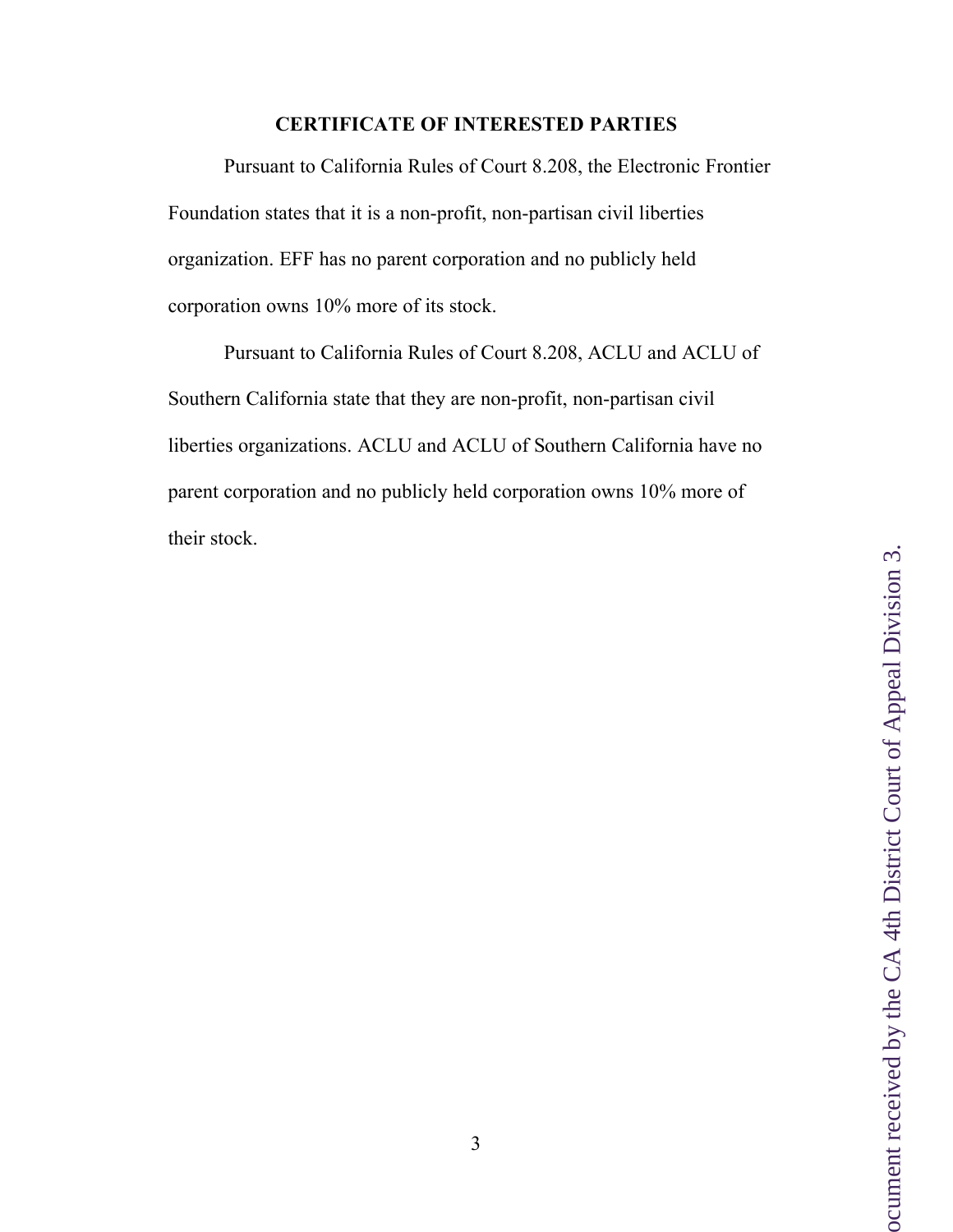## CERTIFICATE OF INTERESTED PARTIES

Pursuant to California Rules of Court 8.208, the Electronic Frontier Foundation states that it is a non-profit, non-partisan civil liberties organization. EFF has no parent corporation and no publicly held corporation owns 10% more of its stock.

Pursuant to California Rules of Court 8.208, ACLU and ACLU of Southern California state that they are non-profit, non-partisan civil liberties organizations. ACLU and ACLU of Southern California have no parent corporation and no publicly held corporation owns 10% more of their stock.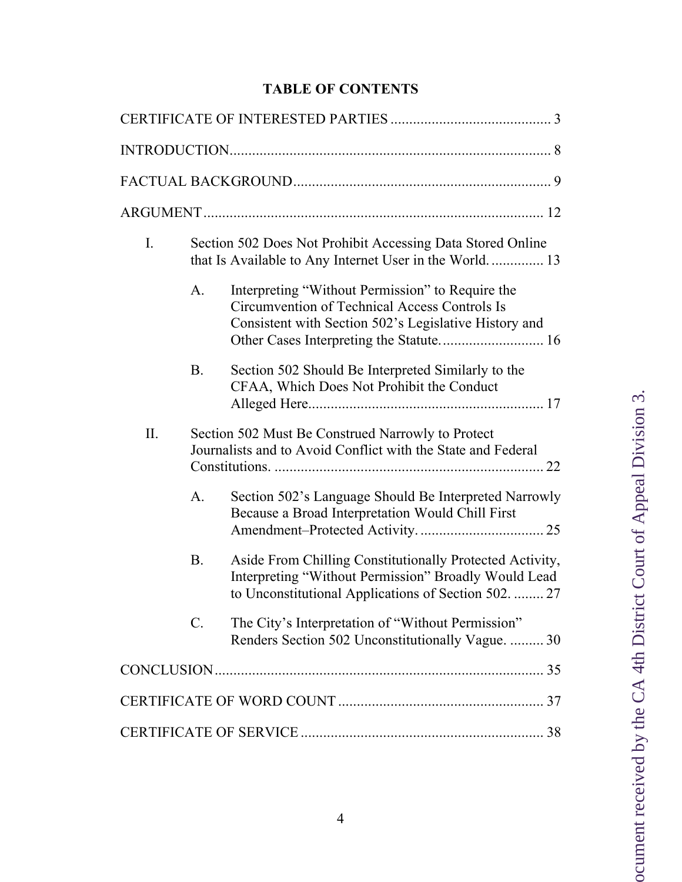## TABLE OF CONTENTS

CERTIFICATE OF INTERESTED PARTIES .......................................... 3

INTRODUCTION...................................................................................... 8

FACTUAL BACKGROUND.................................................................... 9

ARGUMENT .......................................................................................... 12

I. Section 502 Does Not Prohibit Accessing Data Stored Online that Is Available to Any Internet User in the World. .............. 13

  A. Interpreting "Without Permission" to Require the Circumvention of Technical Access Controls Is Consistent with Section 502's Legislative History and Other Cases Interpreting the Statute. .......................... 16

  B. Section 502 Should Be Interpreted Similarly to the CFAA, Which Does Not Prohibit the Conduct Alleged Here.............................................................. 17

II. Section 502 Must Be Construed Narrowly to Protect Journalists and to Avoid Conflict with the State and Federal Constitutions. ....................................................................... 22

  A. Section 502's Language Should Be Interpreted Narrowly Because a Broad Interpretation Would Chill First Amendment–Protected Activity. ................................ 25

  B. Aside From Chilling Constitutionally Protected Activity, Interpreting "Without Permission" Broadly Would Lead to Unconstitutional Applications of Section 502. ........ 27

  C. The City's Interpretation of "Without Permission" Renders Section 502 Unconstitutionally Vague. ......... 30

CONCLUSION ....................................................................................... 35

CERTIFICATE OF WORD COUNT ...................................................... 37

CERTIFICATE OF SERVICE ................................................................ 38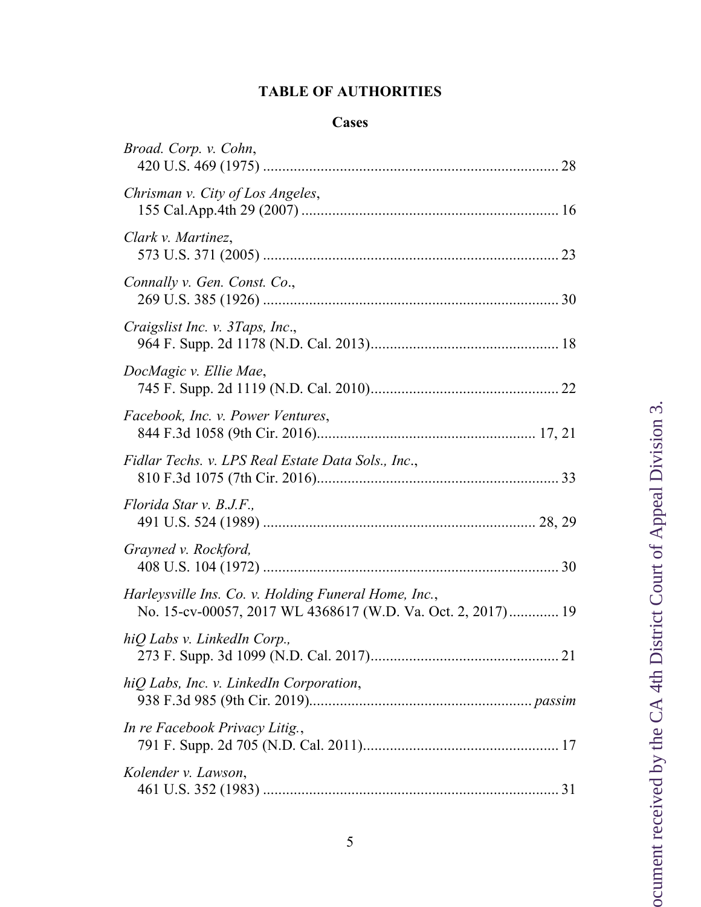# TABLE OF AUTHORITIES

## Cases

*Broad. Corp. v. Cohn*,
420 U.S. 469 (1975) ............................................................................. 28

*Chrisman v. City of Los Angeles*,
155 Cal.App.4th 29 (2007) .................................................................. 16

*Clark v. Martinez*,
573 U.S. 371 (2005) ............................................................................ 23

*Connally v. Gen. Const. Co*.,
269 U.S. 385 (1926) ............................................................................ 30

*Craigslist Inc. v. 3Taps, Inc*.,
964 F. Supp. 2d 1178 (N.D. Cal. 2013)................................................. 18

*DocMagic v. Ellie Mae*,
745 F. Supp. 2d 1119 (N.D. Cal. 2010)................................................. 22

*Facebook, Inc. v. Power Ventures*,
844 F.3d 1058 (9th Cir. 2016)......................................................... 17, 21

*Fidlar Techs. v. LPS Real Estate Data Sols., Inc*.,
810 F.3d 1075 (7th Cir. 2016)............................................................... 33

*Florida Star v. B.J.F.,*
491 U.S. 524 (1989) ...................................................................... 28, 29

*Grayned v. Rockford,*
408 U.S. 104 (1972) ............................................................................ 30

*Harleysville Ins. Co. v. Holding Funeral Home, Inc.*,
No. 15-cv-00057, 2017 WL 4368617 (W.D. Va. Oct. 2, 2017)............. 19

*hiQ Labs v. LinkedIn Corp.,*
273 F. Supp. 3d 1099 (N.D. Cal. 2017)................................................. 21

*hiQ Labs, Inc. v. LinkedIn Corporation*,
938 F.3d 985 (9th Cir. 2019)......................................................... *passim*

*In re Facebook Privacy Litig.*,
791 F. Supp. 2d 705 (N.D. Cal. 2011)................................................... 17

*Kolender v. Lawson*,
461 U.S. 352 (1983) ............................................................................ 31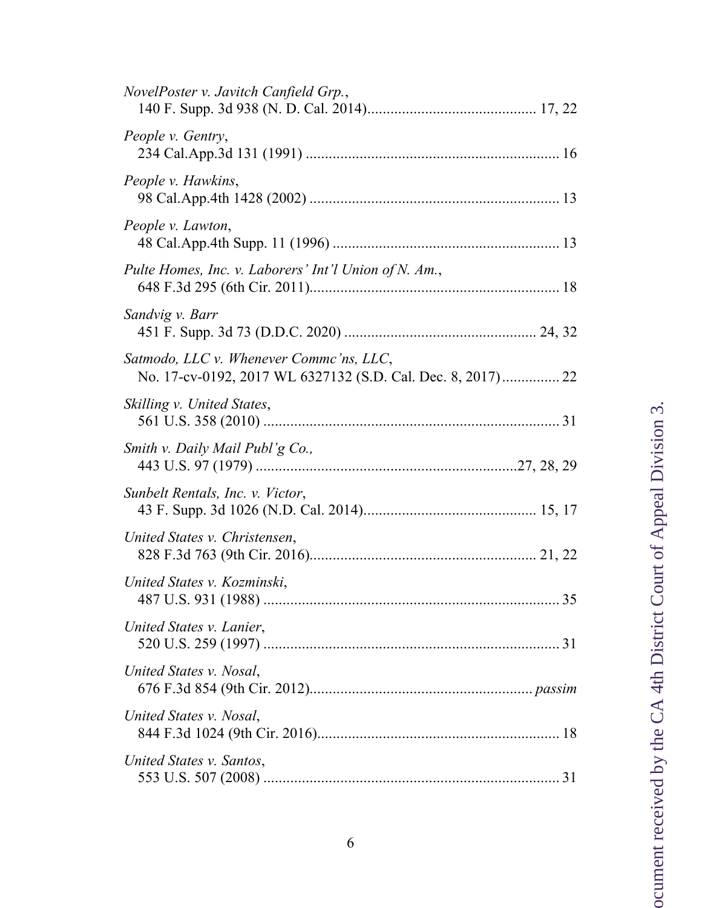*NovelPoster v. Javitch Canfield Grp.*,
140 F. Supp. 3d 938 (N. D. Cal. 2014)............................................ 17, 22

*People v. Gentry*,
234 Cal.App.3d 131 (1991) .................................................................. 16

*People v. Hawkins*,
98 Cal.App.4th 1428 (2002) ................................................................. 13

*People v. Lawton*,
48 Cal.App.4th Supp. 11 (1996) ........................................................... 13

*Pulte Homes, Inc. v. Laborers' Int'l Union of N. Am.*,
648 F.3d 295 (6th Cir. 2011)................................................................. 18

*Sandvig v. Barr*
451 F. Supp. 3d 73 (D.D.C. 2020) .................................................. 24, 32

*Satmodo, LLC v. Whenever Commc'ns, LLC*,
No. 17-cv-0192, 2017 WL 6327132 (S.D. Cal. Dec. 8, 2017)............... 22

*Skilling v. United States*,
561 U.S. 358 (2010) ............................................................................. 31

*Smith v. Daily Mail Publ'g Co.,*
443 U.S. 97 (1979) ..................................................................27, 28, 29

*Sunbelt Rentals, Inc. v. Victor*,
43 F. Supp. 3d 1026 (N.D. Cal. 2014)............................................. 15, 17

*United States v. Christensen*,
828 F.3d 763 (9th Cir. 2016)........................................................... 21, 22

*United States v. Kozminski*,
487 U.S. 931 (1988) ............................................................................. 35

*United States v. Lanier*,
520 U.S. 259 (1997) ............................................................................. 31

*United States v. Nosal*,
676 F.3d 854 (9th Cir. 2012).......................................................... *passim*

*United States v. Nosal*,
844 F.3d 1024 (9th Cir. 2016)............................................................... 18

*United States v. Santos*,
553 U.S. 507 (2008) ............................................................................. 31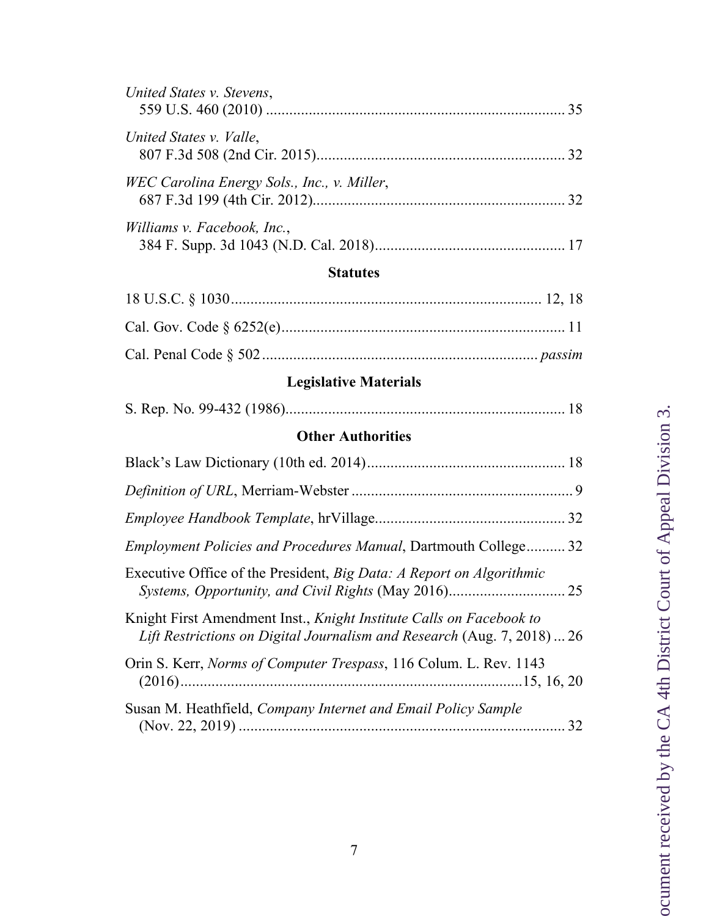*United States v. Stevens*,
559 U.S. 460 (2010) ............................................................................ 35

*United States v. Valle*,
807 F.3d 508 (2nd Cir. 2015)................................................................ 32

*WEC Carolina Energy Sols., Inc., v. Miller*,
687 F.3d 199 (4th Cir. 2012)................................................................. 32

*Williams v. Facebook, Inc.*,
384 F. Supp. 3d 1043 (N.D. Cal. 2018)................................................. 17

### Statutes

18 U.S.C. § 1030............................................................................... 12, 18

Cal. Gov. Code § 6252(e)......................................................................... 11

Cal. Penal Code § 502 ....................................................................... *passim*

### Legislative Materials

S. Rep. No. 99-432 (1986)........................................................................ 18

### Other Authorities

Black's Law Dictionary (10th ed. 2014).................................................. 18

*Definition of URL*, Merriam-Webster ......................................................... 9

*Employee Handbook Template*, hrVillage................................................ 32

*Employment Policies and Procedures Manual*, Dartmouth College.......... 32

Executive Office of the President, *Big Data: A Report on Algorithmic Systems, Opportunity, and Civil Rights* (May 2016).............................. 25

Knight First Amendment Inst., *Knight Institute Calls on Facebook to Lift Restrictions on Digital Journalism and Research* (Aug. 7, 2018) ... 26

Orin S. Kerr, *Norms of Computer Trespass*, 116 Colum. L. Rev. 1143 (2016).......................................................................................15, 16, 20

Susan M. Heathfield, *Company Internet and Email Policy Sample* (Nov. 22, 2019) .................................................................................... 32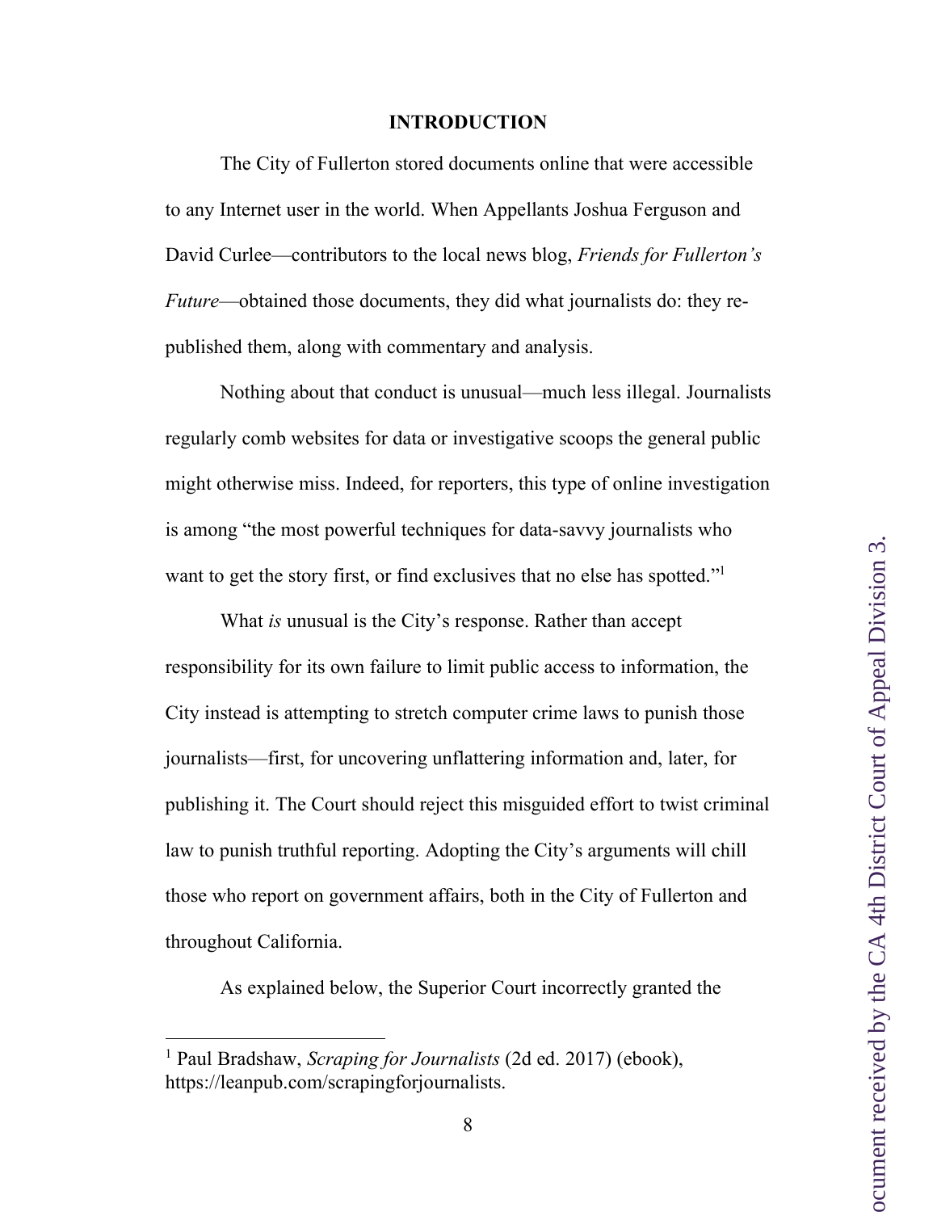## INTRODUCTION

The City of Fullerton stored documents online that were accessible to any Internet user in the world. When Appellants Joshua Ferguson and David Curlee—contributors to the local news blog, *Friends for Fullerton's Future*—obtained those documents, they did what journalists do: they re-published them, along with commentary and analysis.

Nothing about that conduct is unusual—much less illegal. Journalists regularly comb websites for data or investigative scoops the general public might otherwise miss. Indeed, for reporters, this type of online investigation is among "the most powerful techniques for data-savvy journalists who want to get the story first, or find exclusives that no else has spotted."[1]

What *is* unusual is the City's response. Rather than accept responsibility for its own failure to limit public access to information, the City instead is attempting to stretch computer crime laws to punish those journalists—first, for uncovering unflattering information and, later, for publishing it. The Court should reject this misguided effort to twist criminal law to punish truthful reporting. Adopting the City's arguments will chill those who report on government affairs, both in the City of Fullerton and throughout California.

As explained below, the Superior Court incorrectly granted the

---

[1] Paul Bradshaw, *Scraping for Journalists* (2d ed. 2017) (ebook), https://leanpub.com/scrapingforjournalists.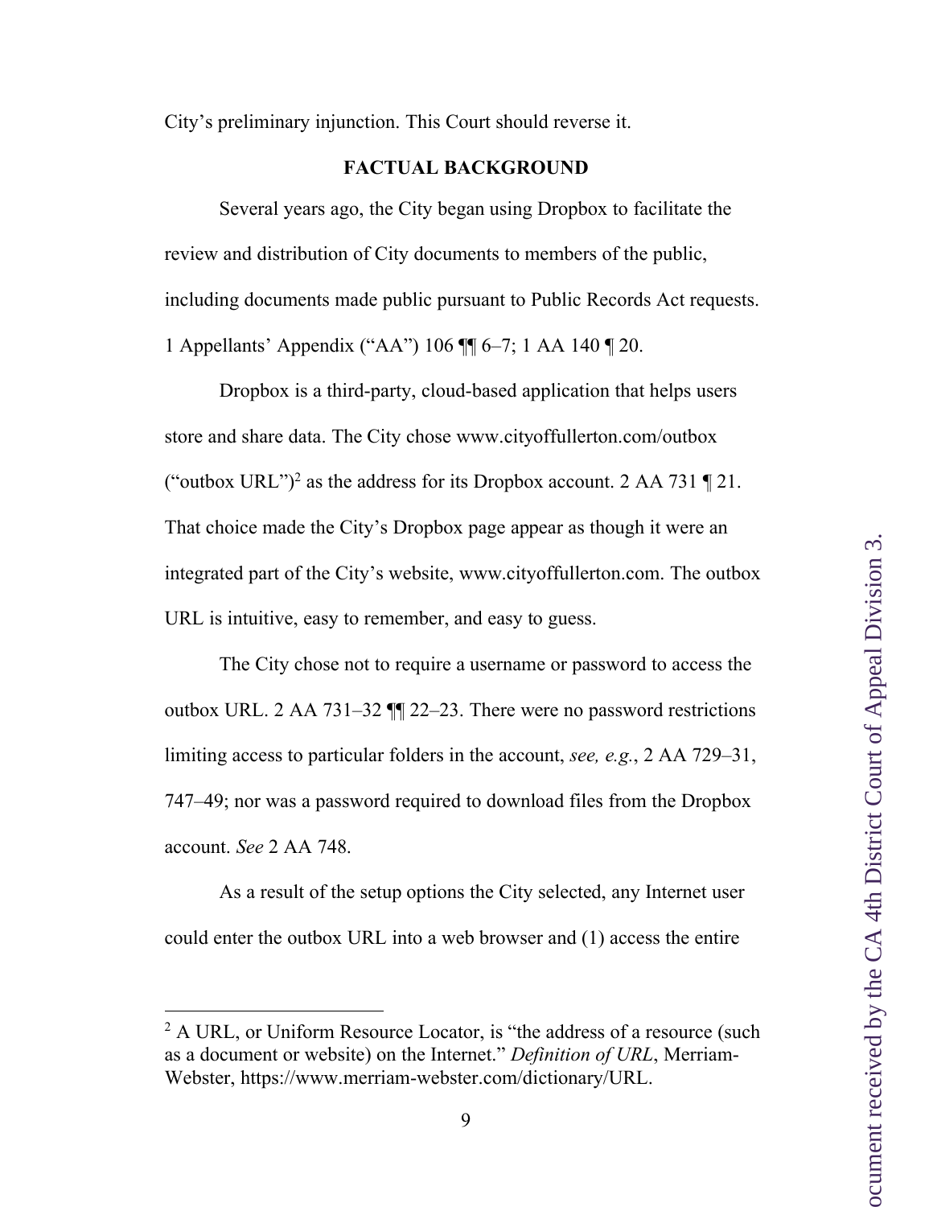City's preliminary injunction. This Court should reverse it.

## FACTUAL BACKGROUND

Several years ago, the City began using Dropbox to facilitate the review and distribution of City documents to members of the public, including documents made public pursuant to Public Records Act requests. 1 Appellants' Appendix ("AA") 106 ¶¶ 6–7; 1 AA 140 ¶ 20.

Dropbox is a third-party, cloud-based application that helps users store and share data. The City chose www.cityoffullerton.com/outbox ("outbox URL")[2] as the address for its Dropbox account. 2 AA 731 ¶ 21. That choice made the City's Dropbox page appear as though it were an integrated part of the City's website, www.cityoffullerton.com. The outbox URL is intuitive, easy to remember, and easy to guess.

The City chose not to require a username or password to access the outbox URL. 2 AA 731–32 ¶¶ 22–23. There were no password restrictions limiting access to particular folders in the account, *see, e.g.*, 2 AA 729–31, 747–49; nor was a password required to download files from the Dropbox account. *See* 2 AA 748.

As a result of the setup options the City selected, any Internet user could enter the outbox URL into a web browser and (1) access the entire

---

[2] A URL, or Uniform Resource Locator, is "the address of a resource (such as a document or website) on the Internet." *Definition of URL*, Merriam-Webster, https://www.merriam-webster.com/dictionary/URL.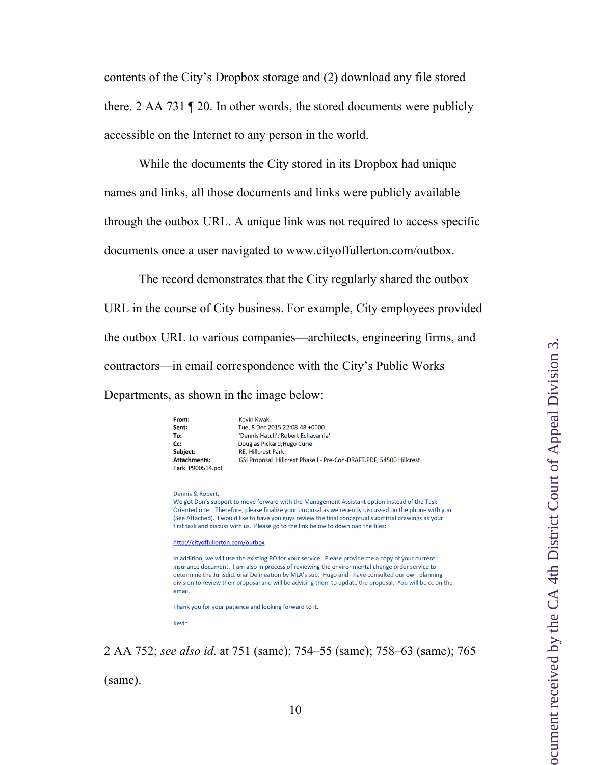contents of the City's Dropbox storage and (2) download any file stored there. 2 AA 731 ¶ 20. In other words, the stored documents were publicly accessible on the Internet to any person in the world.

While the documents the City stored in its Dropbox had unique names and links, all those documents and links were publicly available through the outbox URL. A unique link was not required to access specific documents once a user navigated to www.cityoffullerton.com/outbox.

The record demonstrates that the City regularly shared the outbox URL in the course of City business. For example, City employees provided the outbox URL to various companies—architects, engineering firms, and contractors—in email correspondence with the City's Public Works Departments, as shown in the image below:

> **From:** Kevin Kwak
> **Sent:** Tue, 8 Dec 2015 22:08:48 +0000
> **To:** 'Dennis Hatch';'Robert Echavarria'
> **Cc:** Douglas Pickard;Hugo Curiel
> **Subject:** RE: Hillcrest Park
> **Attachments:** GSI Proposal_Hillcrest Phase I - Pre-Con-DRAFT.PDF, 54500 Hillcrest Park_P900514.pdf
>
> Dennis & Robert,
> We got Don's support to move forward with the Management Assistant option instead of the Task Oriented one. Therefore, please finalize your proposal as we recently discussed on the phone with you (See Attached). I would like to have you guys review the final conceptual submittal drawings as your first task and discuss with us. Please go to the link below to download the files:
>
> http://cityoffullerton.com/outbox
>
> In addition, we will use the existing PO for your service. Please provide me a copy of your current insurance document. I am also in process of reviewing the environmental change order service to determine the Jurisdictional Delineation by MLA's sub. Hugo and I have consulted our own planning division to review their proposal and will be advising them to update the proposal. You will be cc on the email.
>
> Thank you for your patience and looking forward to it.
>
> Kevin

2 AA 752; *see also id.* at 751 (same); 754–55 (same); 758–63 (same); 765 (same).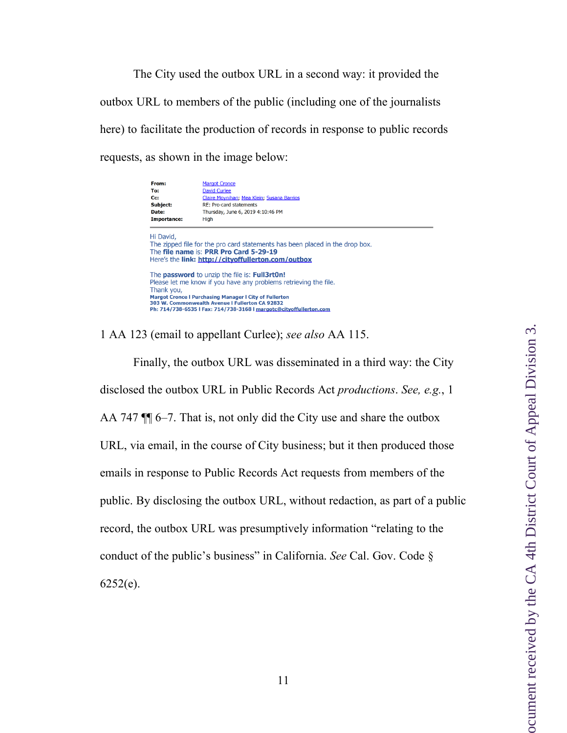The City used the outbox URL in a second way: it provided the outbox URL to members of the public (including one of the journalists here) to facilitate the production of records in response to public records requests, as shown in the image below:

| | |
|---|---|
| **From:** | Margot Cronce |
| **To:** | David Curlee |
| **Cc:** | Claire Moynihan; Mea Klein; Susana Barrios |
| **Subject:** | RE: Pro-card statements |
| **Date:** | Thursday, June 6, 2019 4:10:46 PM |
| **Importance:** | High |

Hi David,
The zipped file for the pro card statements has been placed in the drop box.
The **file name** is: **PRR Pro Card 5-29-19**
Here's the **link:** **http://cityoffullerton.com/outbox**

The **password** to unzip the file is: **Full3rt0n!**
Please let me know if you have any problems retrieving the file.
Thank you,
**Margot Cronce I Purchasing Manager I City of Fullerton**
**303 W. Commonwealth Avenue I Fullerton CA 92832**
**Ph: 714/738-6535 I Fax: 714/738-3168 I margotc@cityoffullerton.com**

1 AA 123 (email to appellant Curlee); *see also* AA 115.

Finally, the outbox URL was disseminated in a third way: the City disclosed the outbox URL in Public Records Act *productions*. *See, e.g.*, 1 AA 747 ¶¶ 6–7. That is, not only did the City use and share the outbox URL, via email, in the course of City business; but it then produced those emails in response to Public Records Act requests from members of the public. By disclosing the outbox URL, without redaction, as part of a public record, the outbox URL was presumptively information "relating to the conduct of the public's business" in California. *See* Cal. Gov. Code § 6252(e).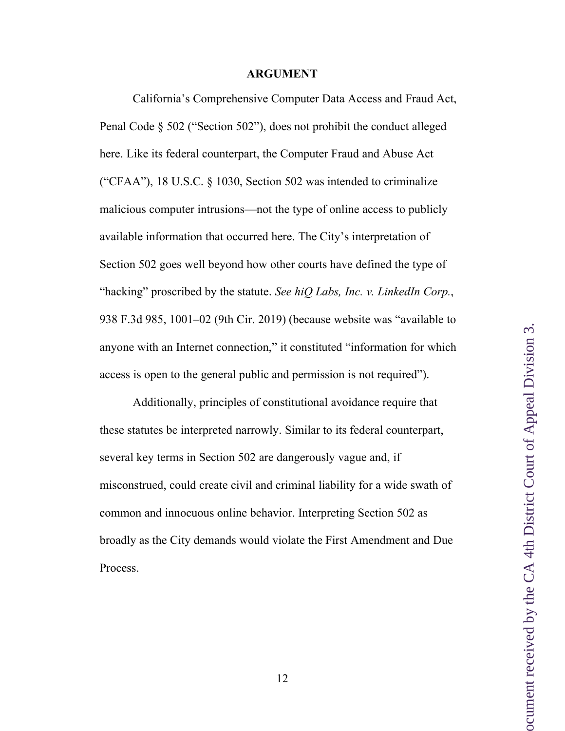# ARGUMENT

California's Comprehensive Computer Data Access and Fraud Act, Penal Code § 502 ("Section 502"), does not prohibit the conduct alleged here. Like its federal counterpart, the Computer Fraud and Abuse Act ("CFAA"), 18 U.S.C. § 1030, Section 502 was intended to criminalize malicious computer intrusions—not the type of online access to publicly available information that occurred here. The City's interpretation of Section 502 goes well beyond how other courts have defined the type of "hacking" proscribed by the statute. *See hiQ Labs, Inc. v. LinkedIn Corp.*, 938 F.3d 985, 1001–02 (9th Cir. 2019) (because website was "available to anyone with an Internet connection," it constituted "information for which access is open to the general public and permission is not required").

Additionally, principles of constitutional avoidance require that these statutes be interpreted narrowly. Similar to its federal counterpart, several key terms in Section 502 are dangerously vague and, if misconstrued, could create civil and criminal liability for a wide swath of common and innocuous online behavior. Interpreting Section 502 as broadly as the City demands would violate the First Amendment and Due Process.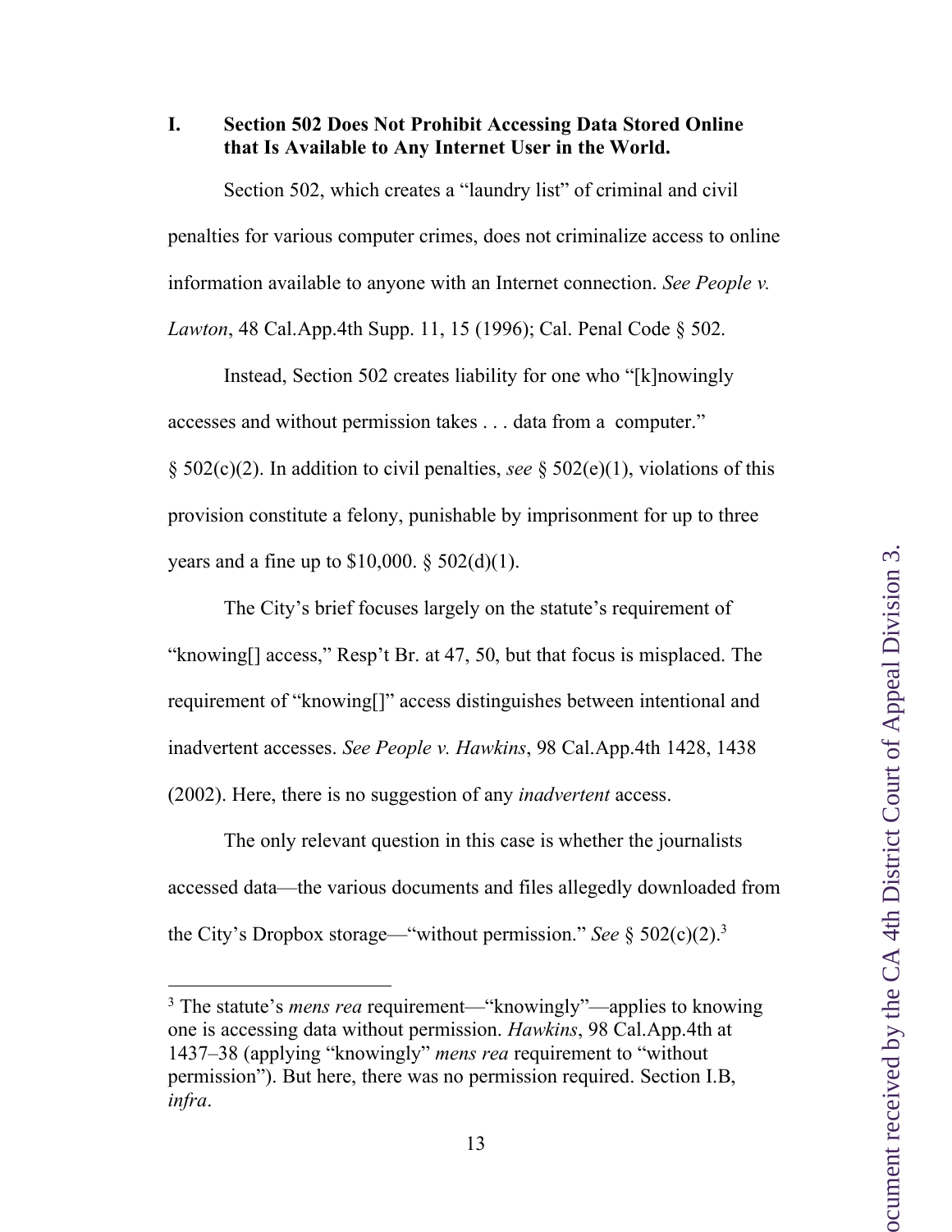## I. Section 502 Does Not Prohibit Accessing Data Stored Online that Is Available to Any Internet User in the World.

Section 502, which creates a "laundry list" of criminal and civil penalties for various computer crimes, does not criminalize access to online information available to anyone with an Internet connection. *See People v. Lawton*, 48 Cal.App.4th Supp. 11, 15 (1996); Cal. Penal Code § 502.

Instead, Section 502 creates liability for one who "[k]nowingly accesses and without permission takes . . . data from a computer." § 502(c)(2). In addition to civil penalties, *see* § 502(e)(1), violations of this provision constitute a felony, punishable by imprisonment for up to three years and a fine up to $10,000. § 502(d)(1).

The City's brief focuses largely on the statute's requirement of "knowing[] access," Resp't Br. at 47, 50, but that focus is misplaced. The requirement of "knowing[]" access distinguishes between intentional and inadvertent accesses. *See People v. Hawkins*, 98 Cal.App.4th 1428, 1438 (2002). Here, there is no suggestion of any *inadvertent* access.

The only relevant question in this case is whether the journalists accessed data—the various documents and files allegedly downloaded from the City's Dropbox storage—"without permission." *See* § 502(c)(2).[3]

[3] The statute's *mens rea* requirement—"knowingly"—applies to knowing one is accessing data without permission. *Hawkins*, 98 Cal.App.4th at 1437–38 (applying "knowingly" *mens rea* requirement to "without permission"). But here, there was no permission required. Section I.B, *infra*.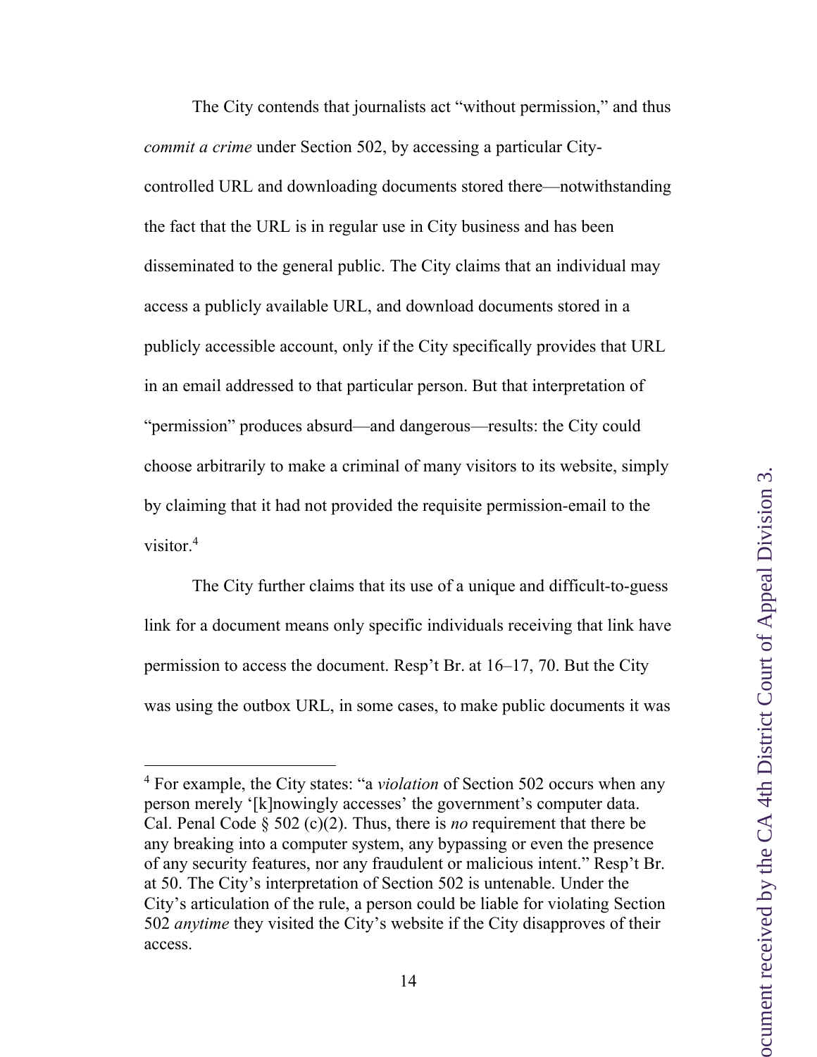The City contends that journalists act "without permission," and thus *commit a crime* under Section 502, by accessing a particular City-controlled URL and downloading documents stored there—notwithstanding the fact that the URL is in regular use in City business and has been disseminated to the general public. The City claims that an individual may access a publicly available URL, and download documents stored in a publicly accessible account, only if the City specifically provides that URL in an email addressed to that particular person. But that interpretation of "permission" produces absurd—and dangerous—results: the City could choose arbitrarily to make a criminal of many visitors to its website, simply by claiming that it had not provided the requisite permission-email to the visitor.[4]

The City further claims that its use of a unique and difficult-to-guess link for a document means only specific individuals receiving that link have permission to access the document. Resp't Br. at 16–17, 70. But the City was using the outbox URL, in some cases, to make public documents it was

---

[4] For example, the City states: "a *violation* of Section 502 occurs when any person merely '[k]nowingly accesses' the government's computer data. Cal. Penal Code § 502 (c)(2). Thus, there is *no* requirement that there be any breaking into a computer system, any bypassing or even the presence of any security features, nor any fraudulent or malicious intent." Resp't Br. at 50. The City's interpretation of Section 502 is untenable. Under the City's articulation of the rule, a person could be liable for violating Section 502 *anytime* they visited the City's website if the City disapproves of their access.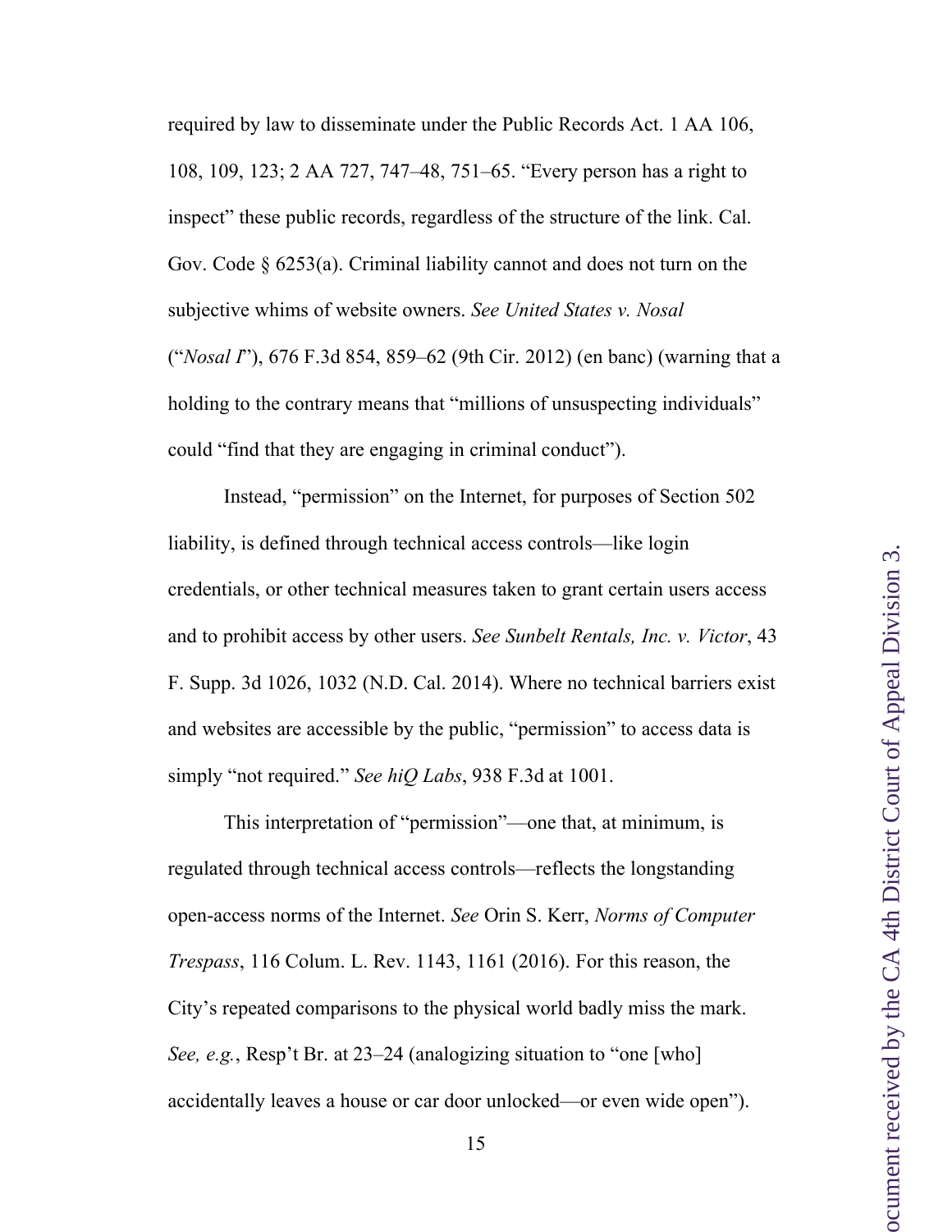required by law to disseminate under the Public Records Act. 1 AA 106, 108, 109, 123; 2 AA 727, 747–48, 751–65. "Every person has a right to inspect" these public records, regardless of the structure of the link. Cal. Gov. Code § 6253(a). Criminal liability cannot and does not turn on the subjective whims of website owners. *See United States v. Nosal* ("*Nosal I*"), 676 F.3d 854, 859–62 (9th Cir. 2012) (en banc) (warning that a holding to the contrary means that "millions of unsuspecting individuals" could "find that they are engaging in criminal conduct").

Instead, "permission" on the Internet, for purposes of Section 502 liability, is defined through technical access controls—like login credentials, or other technical measures taken to grant certain users access and to prohibit access by other users. *See Sunbelt Rentals, Inc. v. Victor*, 43 F. Supp. 3d 1026, 1032 (N.D. Cal. 2014). Where no technical barriers exist and websites are accessible by the public, "permission" to access data is simply "not required." *See hiQ Labs*, 938 F.3d at 1001.

This interpretation of "permission"—one that, at minimum, is regulated through technical access controls—reflects the longstanding open-access norms of the Internet. *See* Orin S. Kerr, *Norms of Computer Trespass*, 116 Colum. L. Rev. 1143, 1161 (2016). For this reason, the City's repeated comparisons to the physical world badly miss the mark. *See, e.g.*, Resp't Br. at 23–24 (analogizing situation to "one [who] accidentally leaves a house or car door unlocked—or even wide open").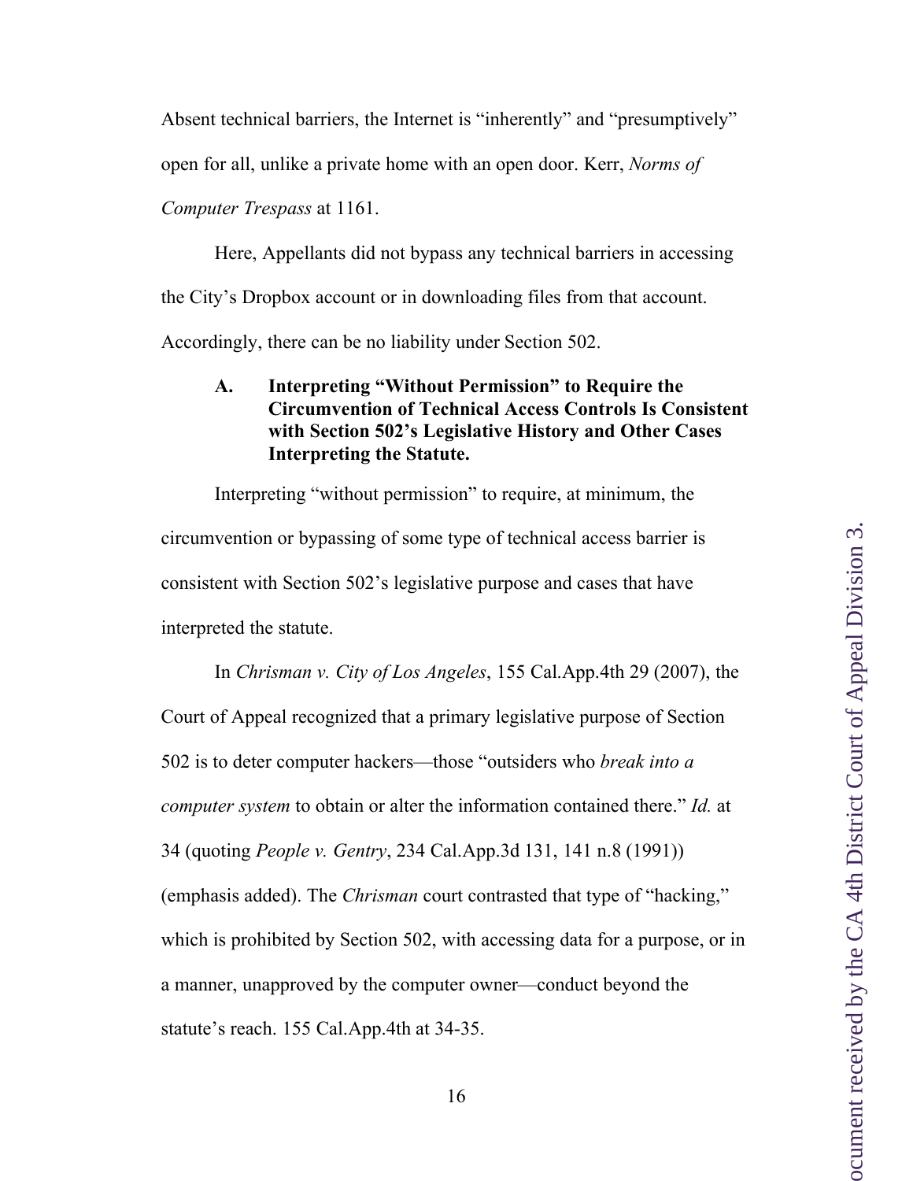Absent technical barriers, the Internet is "inherently" and "presumptively" open for all, unlike a private home with an open door. Kerr, *Norms of Computer Trespass* at 1161.

Here, Appellants did not bypass any technical barriers in accessing the City's Dropbox account or in downloading files from that account. Accordingly, there can be no liability under Section 502.

### A. Interpreting "Without Permission" to Require the Circumvention of Technical Access Controls Is Consistent with Section 502's Legislative History and Other Cases Interpreting the Statute.

Interpreting "without permission" to require, at minimum, the circumvention or bypassing of some type of technical access barrier is consistent with Section 502's legislative purpose and cases that have interpreted the statute.

In *Chrisman v. City of Los Angeles*, 155 Cal.App.4th 29 (2007), the Court of Appeal recognized that a primary legislative purpose of Section 502 is to deter computer hackers—those "outsiders who *break into a computer system* to obtain or alter the information contained there." *Id.* at 34 (quoting *People v. Gentry*, 234 Cal.App.3d 131, 141 n.8 (1991)) (emphasis added). The *Chrisman* court contrasted that type of "hacking," which is prohibited by Section 502, with accessing data for a purpose, or in a manner, unapproved by the computer owner—conduct beyond the statute's reach. 155 Cal.App.4th at 34-35.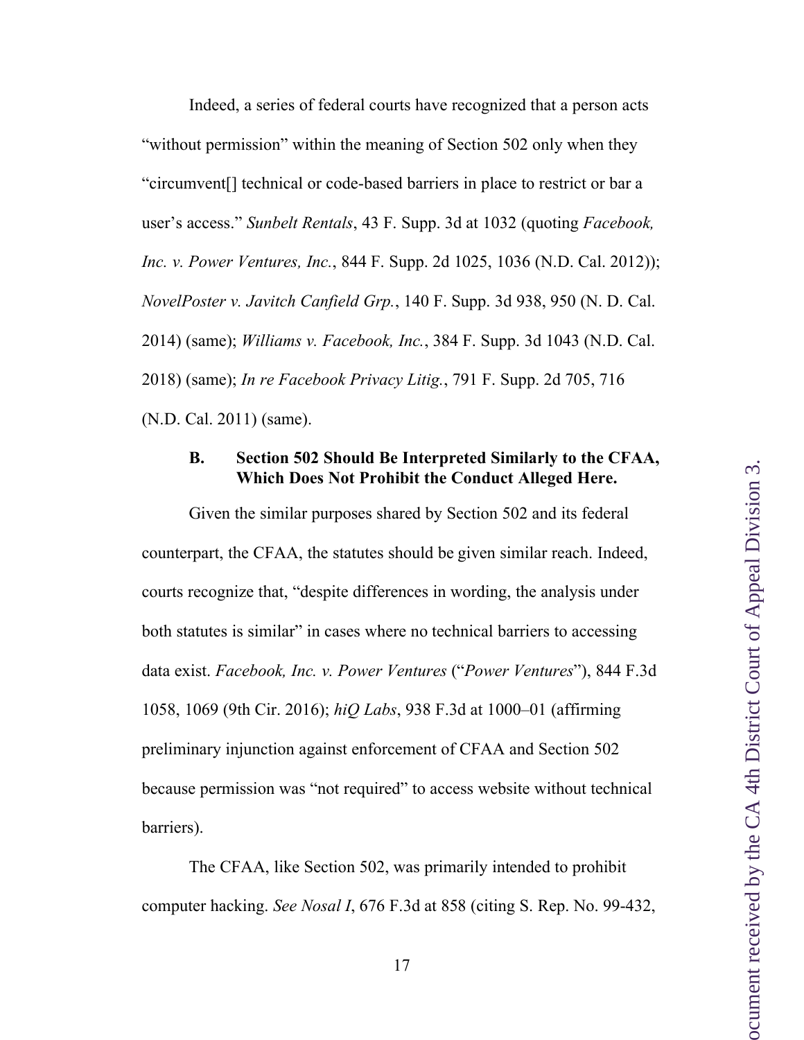Indeed, a series of federal courts have recognized that a person acts "without permission" within the meaning of Section 502 only when they "circumvent[] technical or code-based barriers in place to restrict or bar a user's access." *Sunbelt Rentals*, 43 F. Supp. 3d at 1032 (quoting *Facebook, Inc. v. Power Ventures, Inc.*, 844 F. Supp. 2d 1025, 1036 (N.D. Cal. 2012)); *NovelPoster v. Javitch Canfield Grp.*, 140 F. Supp. 3d 938, 950 (N. D. Cal. 2014) (same); *Williams v. Facebook, Inc.*, 384 F. Supp. 3d 1043 (N.D. Cal. 2018) (same); *In re Facebook Privacy Litig.*, 791 F. Supp. 2d 705, 716 (N.D. Cal. 2011) (same).

**B. Section 502 Should Be Interpreted Similarly to the CFAA, Which Does Not Prohibit the Conduct Alleged Here.**

Given the similar purposes shared by Section 502 and its federal counterpart, the CFAA, the statutes should be given similar reach. Indeed, courts recognize that, "despite differences in wording, the analysis under both statutes is similar" in cases where no technical barriers to accessing data exist. *Facebook, Inc. v. Power Ventures* ("*Power Ventures*"), 844 F.3d 1058, 1069 (9th Cir. 2016); *hiQ Labs*, 938 F.3d at 1000–01 (affirming preliminary injunction against enforcement of CFAA and Section 502 because permission was "not required" to access website without technical barriers).

The CFAA, like Section 502, was primarily intended to prohibit computer hacking. *See Nosal I*, 676 F.3d at 858 (citing S. Rep. No. 99-432,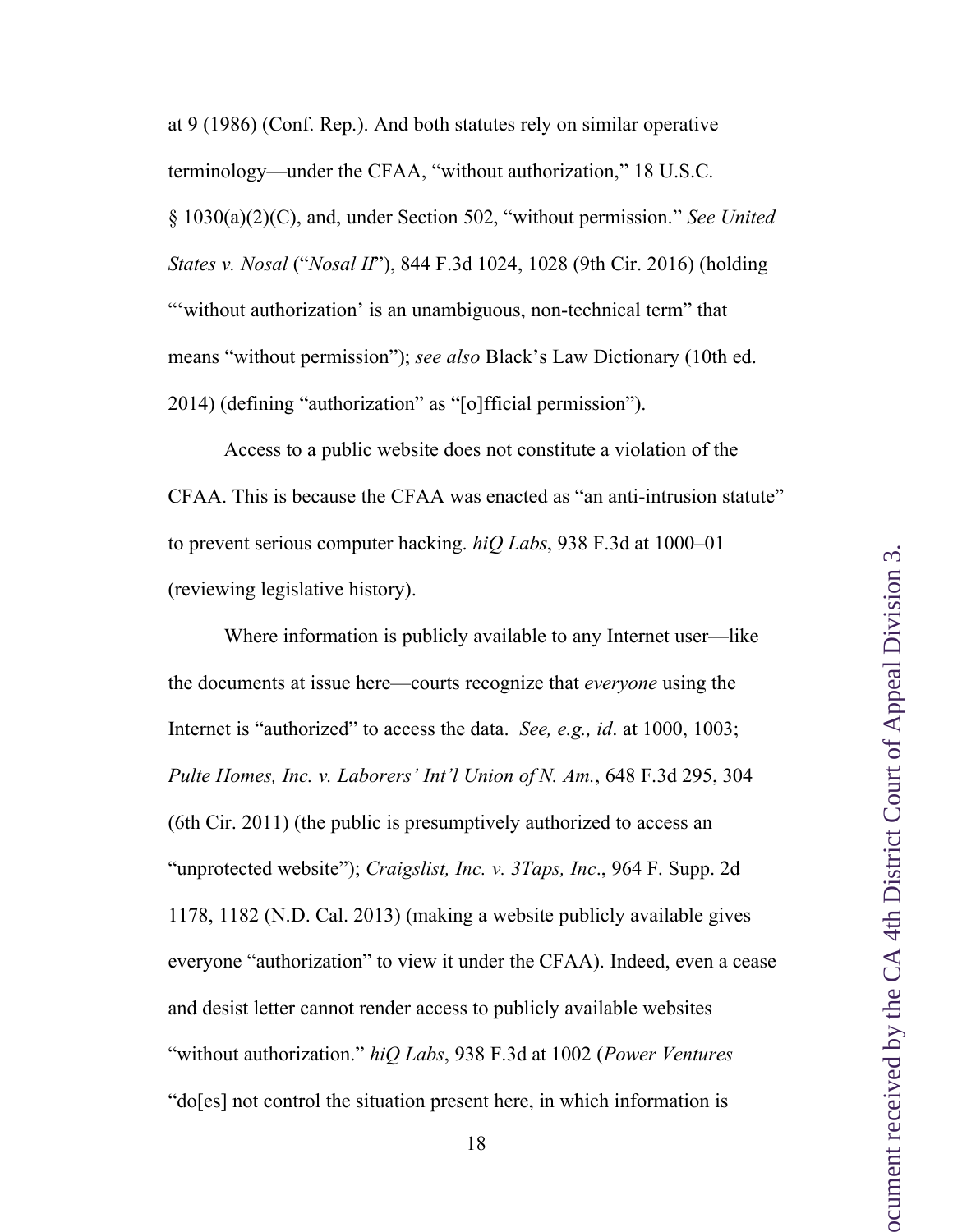at 9 (1986) (Conf. Rep.). And both statutes rely on similar operative terminology—under the CFAA, "without authorization," 18 U.S.C. § 1030(a)(2)(C), and, under Section 502, "without permission." *See United States v. Nosal* ("*Nosal II*"), 844 F.3d 1024, 1028 (9th Cir. 2016) (holding "'without authorization' is an unambiguous, non-technical term" that means "without permission"); *see also* Black's Law Dictionary (10th ed. 2014) (defining "authorization" as "[o]fficial permission").

Access to a public website does not constitute a violation of the CFAA. This is because the CFAA was enacted as "an anti-intrusion statute" to prevent serious computer hacking. *hiQ Labs*, 938 F.3d at 1000–01 (reviewing legislative history).

Where information is publicly available to any Internet user—like the documents at issue here—courts recognize that *everyone* using the Internet is "authorized" to access the data. *See, e.g., id*. at 1000, 1003; *Pulte Homes, Inc. v. Laborers' Int'l Union of N. Am.*, 648 F.3d 295, 304 (6th Cir. 2011) (the public is presumptively authorized to access an "unprotected website"); *Craigslist, Inc. v. 3Taps, Inc*., 964 F. Supp. 2d 1178, 1182 (N.D. Cal. 2013) (making a website publicly available gives everyone "authorization" to view it under the CFAA). Indeed, even a cease and desist letter cannot render access to publicly available websites "without authorization." *hiQ Labs*, 938 F.3d at 1002 (*Power Ventures* "do[es] not control the situation present here, in which information is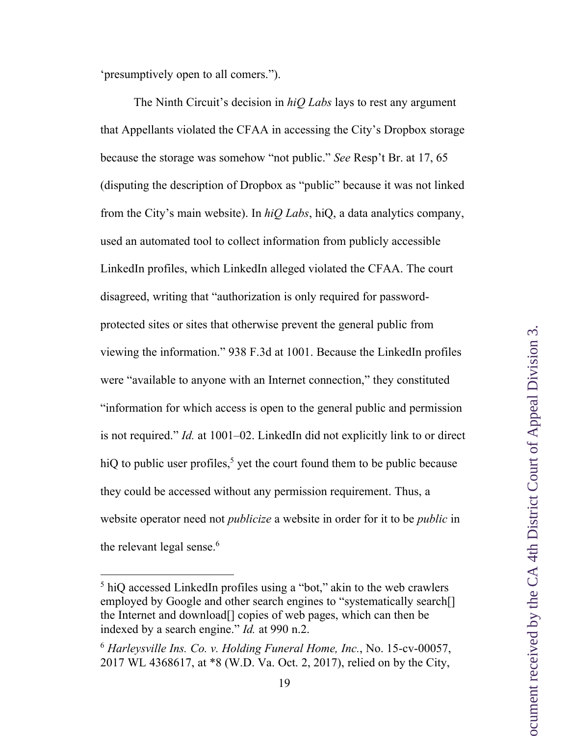'presumptively open to all comers.").

The Ninth Circuit's decision in *hiQ Labs* lays to rest any argument that Appellants violated the CFAA in accessing the City's Dropbox storage because the storage was somehow "not public." *See* Resp't Br. at 17, 65 (disputing the description of Dropbox as "public" because it was not linked from the City's main website). In *hiQ Labs*, hiQ, a data analytics company, used an automated tool to collect information from publicly accessible LinkedIn profiles, which LinkedIn alleged violated the CFAA. The court disagreed, writing that "authorization is only required for password-protected sites or sites that otherwise prevent the general public from viewing the information." 938 F.3d at 1001. Because the LinkedIn profiles were "available to anyone with an Internet connection," they constituted "information for which access is open to the general public and permission is not required." *Id.* at 1001–02. LinkedIn did not explicitly link to or direct hiQ to public user profiles,[5] yet the court found them to be public because they could be accessed without any permission requirement. Thus, a website operator need not *publicize* a website in order for it to be *public* in the relevant legal sense.[6]

---

[5] hiQ accessed LinkedIn profiles using a "bot," akin to the web crawlers employed by Google and other search engines to "systematically search[] the Internet and download[] copies of web pages, which can then be indexed by a search engine." *Id.* at 990 n.2.

[6] *Harleysville Ins. Co. v. Holding Funeral Home, Inc.*, No. 15-cv-00057, 2017 WL 4368617, at *8 (W.D. Va. Oct. 2, 2017), relied on by the City,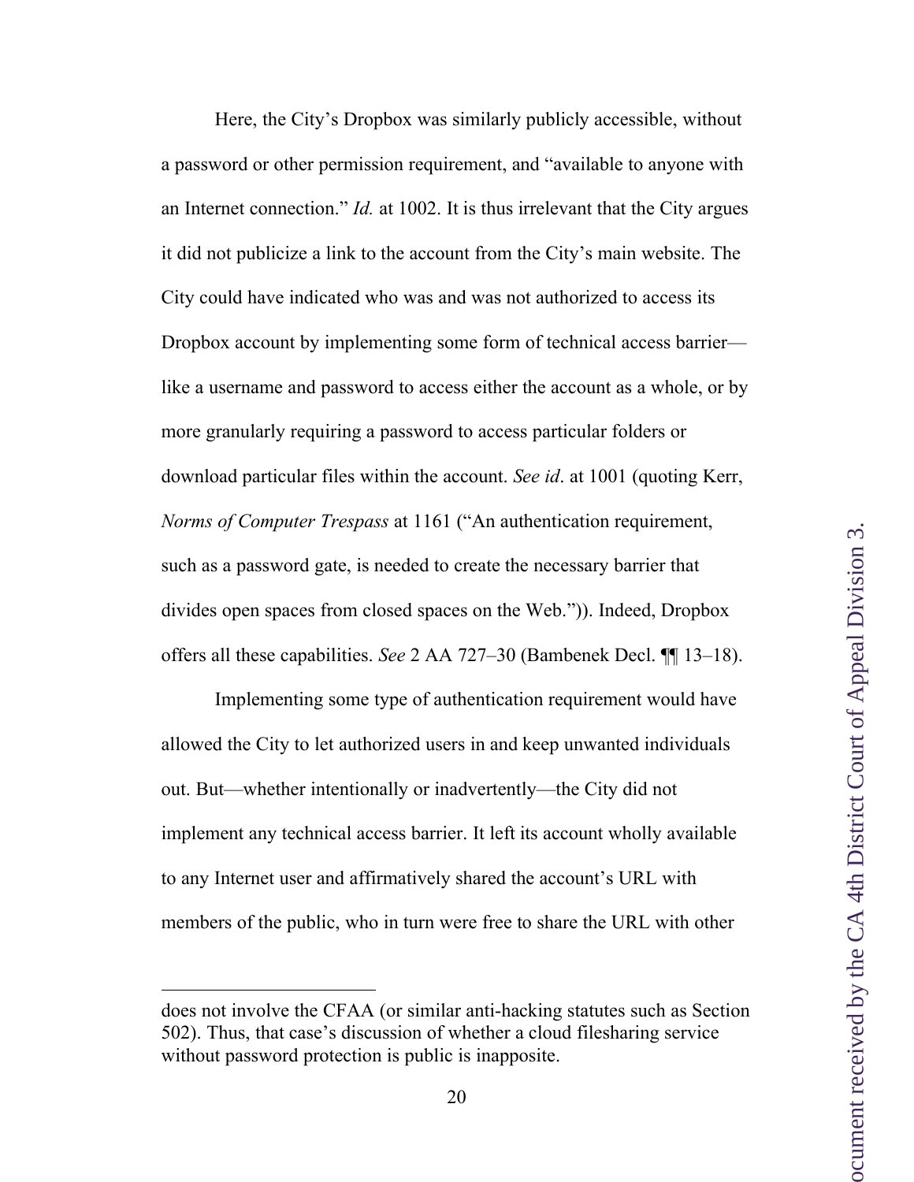Here, the City's Dropbox was similarly publicly accessible, without a password or other permission requirement, and "available to anyone with an Internet connection." *Id.* at 1002. It is thus irrelevant that the City argues it did not publicize a link to the account from the City's main website. The City could have indicated who was and was not authorized to access its Dropbox account by implementing some form of technical access barrier—like a username and password to access either the account as a whole, or by more granularly requiring a password to access particular folders or download particular files within the account. *See id*. at 1001 (quoting Kerr, *Norms of Computer Trespass* at 1161 ("An authentication requirement, such as a password gate, is needed to create the necessary barrier that divides open spaces from closed spaces on the Web.")). Indeed, Dropbox offers all these capabilities. *See* 2 AA 727–30 (Bambenek Decl. ¶¶ 13–18).

Implementing some type of authentication requirement would have allowed the City to let authorized users in and keep unwanted individuals out. But—whether intentionally or inadvertently—the City did not implement any technical access barrier. It left its account wholly available to any Internet user and affirmatively shared the account's URL with members of the public, who in turn were free to share the URL with other

---

does not involve the CFAA (or similar anti-hacking statutes such as Section 502). Thus, that case's discussion of whether a cloud filesharing service without password protection is public is inapposite.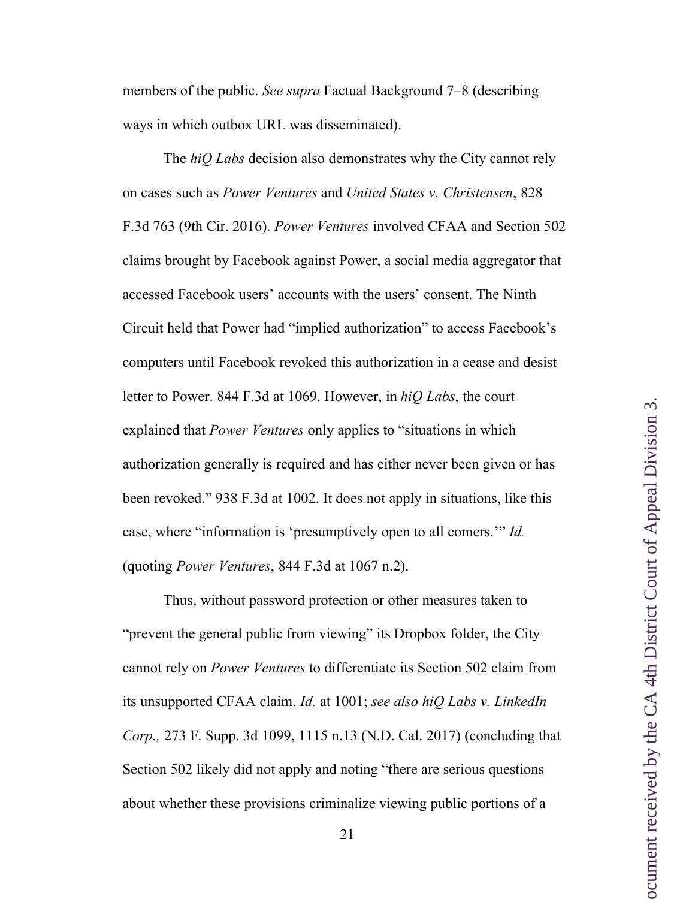members of the public. *See supra* Factual Background 7–8 (describing ways in which outbox URL was disseminated).

The *hiQ Labs* decision also demonstrates why the City cannot rely on cases such as *Power Ventures* and *United States v. Christensen*, 828 F.3d 763 (9th Cir. 2016). *Power Ventures* involved CFAA and Section 502 claims brought by Facebook against Power, a social media aggregator that accessed Facebook users' accounts with the users' consent. The Ninth Circuit held that Power had "implied authorization" to access Facebook's computers until Facebook revoked this authorization in a cease and desist letter to Power. 844 F.3d at 1069. However, in *hiQ Labs*, the court explained that *Power Ventures* only applies to "situations in which authorization generally is required and has either never been given or has been revoked." 938 F.3d at 1002. It does not apply in situations, like this case, where "information is 'presumptively open to all comers.'" *Id.* (quoting *Power Ventures*, 844 F.3d at 1067 n.2).

Thus, without password protection or other measures taken to "prevent the general public from viewing" its Dropbox folder, the City cannot rely on *Power Ventures* to differentiate its Section 502 claim from its unsupported CFAA claim. *Id.* at 1001; *see also hiQ Labs v. LinkedIn Corp.,* 273 F. Supp. 3d 1099, 1115 n.13 (N.D. Cal. 2017) (concluding that Section 502 likely did not apply and noting "there are serious questions about whether these provisions criminalize viewing public portions of a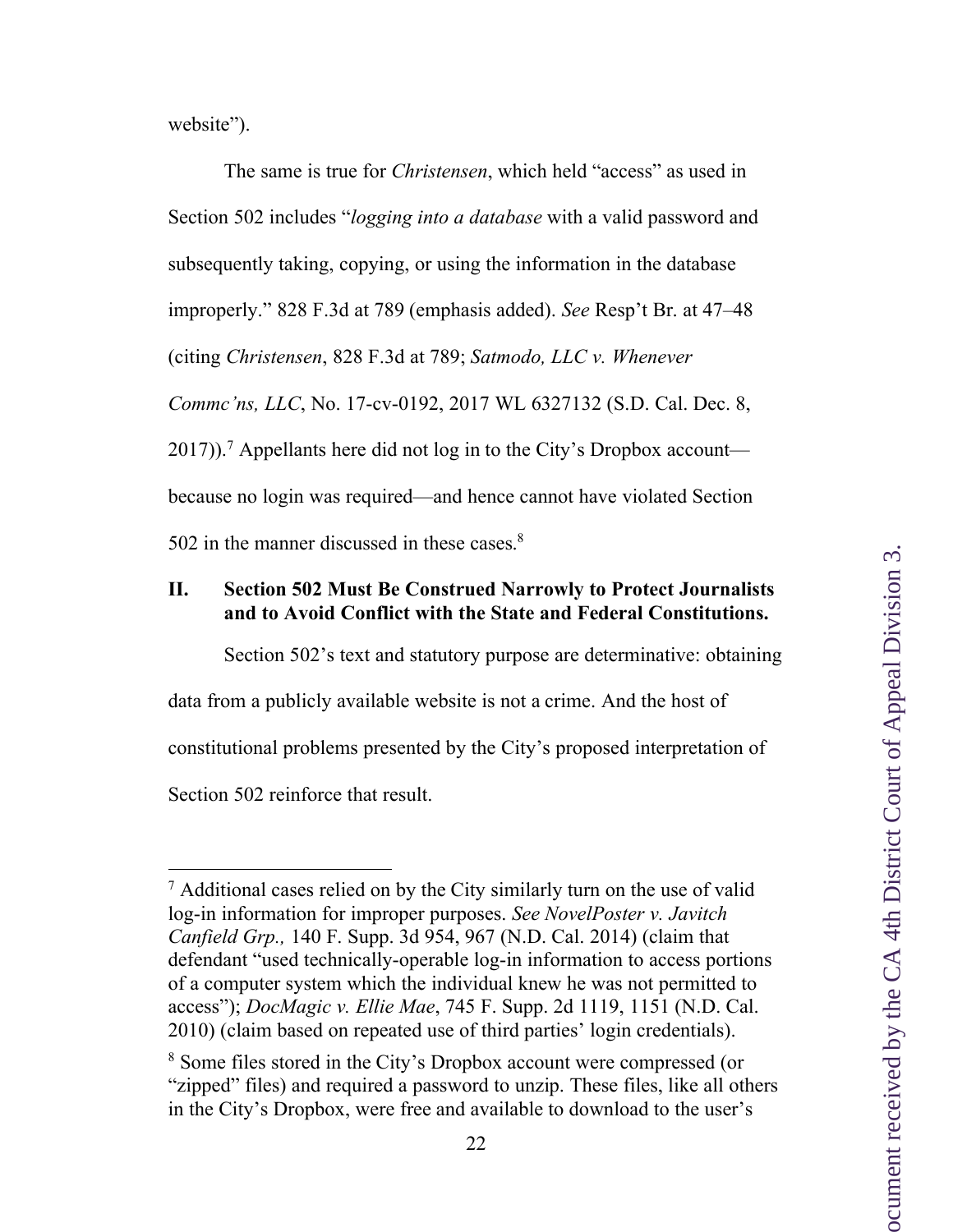website").

The same is true for *Christensen*, which held "access" as used in Section 502 includes "*logging into a database* with a valid password and subsequently taking, copying, or using the information in the database improperly." 828 F.3d at 789 (emphasis added). *See* Resp't Br. at 47–48 (citing *Christensen*, 828 F.3d at 789; *Satmodo, LLC v. Whenever Commc'ns, LLC*, No. 17-cv-0192, 2017 WL 6327132 (S.D. Cal. Dec. 8, 2017)).[7] Appellants here did not log in to the City's Dropbox account—because no login was required—and hence cannot have violated Section 502 in the manner discussed in these cases.[8]

## II. Section 502 Must Be Construed Narrowly to Protect Journalists and to Avoid Conflict with the State and Federal Constitutions.

Section 502's text and statutory purpose are determinative: obtaining data from a publicly available website is not a crime. And the host of constitutional problems presented by the City's proposed interpretation of Section 502 reinforce that result.

---

[7] Additional cases relied on by the City similarly turn on the use of valid log-in information for improper purposes. *See NovelPoster v. Javitch Canfield Grp.,* 140 F. Supp. 3d 954, 967 (N.D. Cal. 2014) (claim that defendant "used technically-operable log-in information to access portions of a computer system which the individual knew he was not permitted to access"); *DocMagic v. Ellie Mae*, 745 F. Supp. 2d 1119, 1151 (N.D. Cal. 2010) (claim based on repeated use of third parties' login credentials).

[8] Some files stored in the City's Dropbox account were compressed (or "zipped" files) and required a password to unzip. These files, like all others in the City's Dropbox, were free and available to download to the user's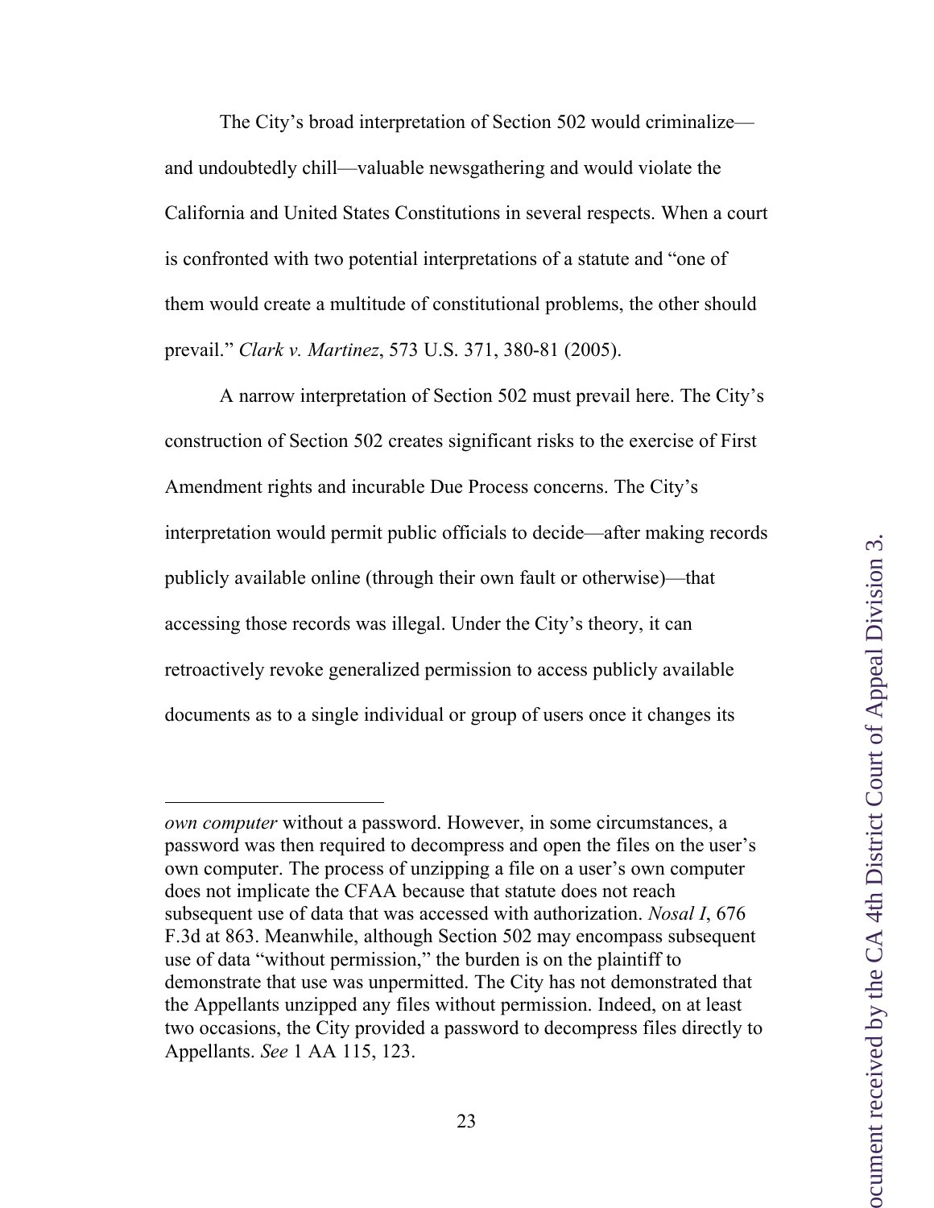The City's broad interpretation of Section 502 would criminalize—and undoubtedly chill—valuable newsgathering and would violate the California and United States Constitutions in several respects. When a court is confronted with two potential interpretations of a statute and "one of them would create a multitude of constitutional problems, the other should prevail." *Clark v. Martinez*, 573 U.S. 371, 380-81 (2005).

A narrow interpretation of Section 502 must prevail here. The City's construction of Section 502 creates significant risks to the exercise of First Amendment rights and incurable Due Process concerns. The City's interpretation would permit public officials to decide—after making records publicly available online (through their own fault or otherwise)—that accessing those records was illegal. Under the City's theory, it can retroactively revoke generalized permission to access publicly available documents as to a single individual or group of users once it changes its

---

*own computer* without a password. However, in some circumstances, a password was then required to decompress and open the files on the user's own computer. The process of unzipping a file on a user's own computer does not implicate the CFAA because that statute does not reach subsequent use of data that was accessed with authorization. *Nosal I*, 676 F.3d at 863. Meanwhile, although Section 502 may encompass subsequent use of data "without permission," the burden is on the plaintiff to demonstrate that use was unpermitted. The City has not demonstrated that the Appellants unzipped any files without permission. Indeed, on at least two occasions, the City provided a password to decompress files directly to Appellants. *See* 1 AA 115, 123.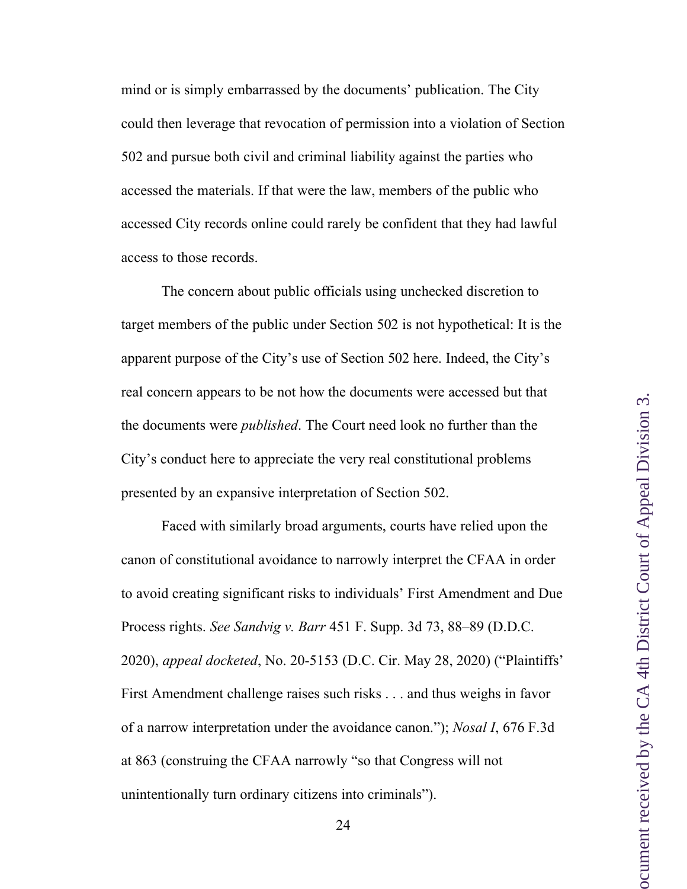mind or is simply embarrassed by the documents' publication. The City could then leverage that revocation of permission into a violation of Section 502 and pursue both civil and criminal liability against the parties who accessed the materials. If that were the law, members of the public who accessed City records online could rarely be confident that they had lawful access to those records.

The concern about public officials using unchecked discretion to target members of the public under Section 502 is not hypothetical: It is the apparent purpose of the City's use of Section 502 here. Indeed, the City's real concern appears to be not how the documents were accessed but that the documents were *published*. The Court need look no further than the City's conduct here to appreciate the very real constitutional problems presented by an expansive interpretation of Section 502.

Faced with similarly broad arguments, courts have relied upon the canon of constitutional avoidance to narrowly interpret the CFAA in order to avoid creating significant risks to individuals' First Amendment and Due Process rights. *See Sandvig v. Barr* 451 F. Supp. 3d 73, 88–89 (D.D.C. 2020), *appeal docketed*, No. 20-5153 (D.C. Cir. May 28, 2020) ("Plaintiffs' First Amendment challenge raises such risks . . . and thus weighs in favor of a narrow interpretation under the avoidance canon."); *Nosal I*, 676 F.3d at 863 (construing the CFAA narrowly "so that Congress will not unintentionally turn ordinary citizens into criminals").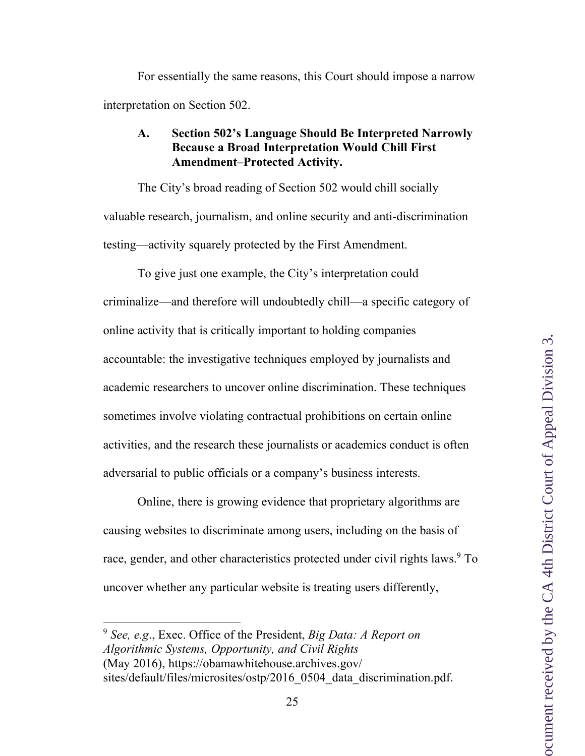For essentially the same reasons, this Court should impose a narrow interpretation on Section 502.

### A. Section 502's Language Should Be Interpreted Narrowly Because a Broad Interpretation Would Chill First Amendment–Protected Activity.

The City's broad reading of Section 502 would chill socially valuable research, journalism, and online security and anti-discrimination testing—activity squarely protected by the First Amendment.

To give just one example, the City's interpretation could criminalize—and therefore will undoubtedly chill—a specific category of online activity that is critically important to holding companies accountable: the investigative techniques employed by journalists and academic researchers to uncover online discrimination. These techniques sometimes involve violating contractual prohibitions on certain online activities, and the research these journalists or academics conduct is often adversarial to public officials or a company's business interests.

Online, there is growing evidence that proprietary algorithms are causing websites to discriminate among users, including on the basis of race, gender, and other characteristics protected under civil rights laws.[9] To uncover whether any particular website is treating users differently,

---

[9] *See, e.g.*, Exec. Office of the President, *Big Data: A Report on Algorithmic Systems, Opportunity, and Civil Rights* (May 2016), https://obamawhitehouse.archives.gov/sites/default/files/microsites/ostp/2016_0504_data_discrimination.pdf.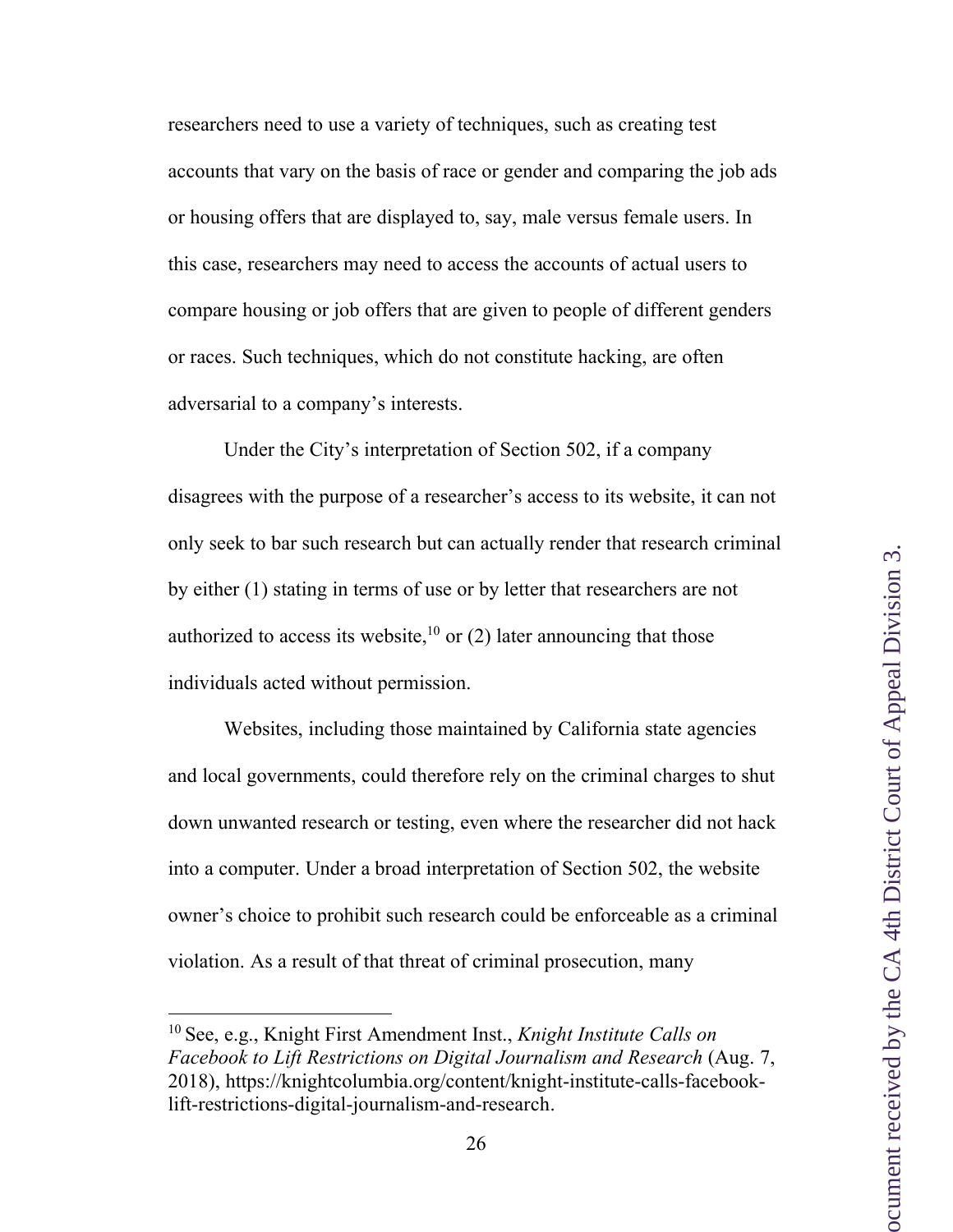researchers need to use a variety of techniques, such as creating test accounts that vary on the basis of race or gender and comparing the job ads or housing offers that are displayed to, say, male versus female users. In this case, researchers may need to access the accounts of actual users to compare housing or job offers that are given to people of different genders or races. Such techniques, which do not constitute hacking, are often adversarial to a company's interests.

Under the City's interpretation of Section 502, if a company disagrees with the purpose of a researcher's access to its website, it can not only seek to bar such research but can actually render that research criminal by either (1) stating in terms of use or by letter that researchers are not authorized to access its website,[10] or (2) later announcing that those individuals acted without permission.

Websites, including those maintained by California state agencies and local governments, could therefore rely on the criminal charges to shut down unwanted research or testing, even where the researcher did not hack into a computer. Under a broad interpretation of Section 502, the website owner's choice to prohibit such research could be enforceable as a criminal violation. As a result of that threat of criminal prosecution, many

---

[10] See, e.g., Knight First Amendment Inst., *Knight Institute Calls on Facebook to Lift Restrictions on Digital Journalism and Research* (Aug. 7, 2018), https://knightcolumbia.org/content/knight-institute-calls-facebook-lift-restrictions-digital-journalism-and-research.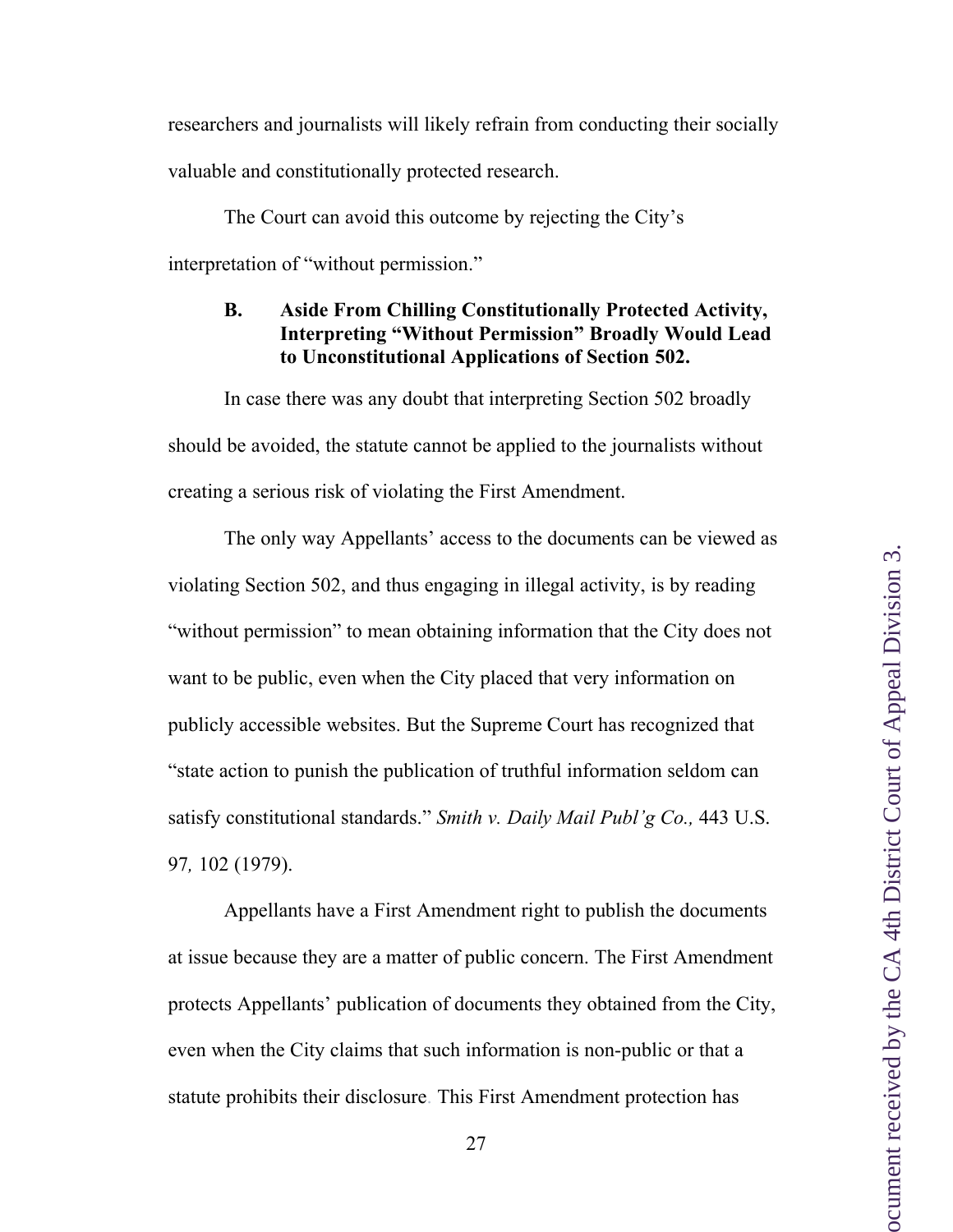researchers and journalists will likely refrain from conducting their socially valuable and constitutionally protected research.

The Court can avoid this outcome by rejecting the City's interpretation of "without permission."

### B. Aside From Chilling Constitutionally Protected Activity, Interpreting "Without Permission" Broadly Would Lead to Unconstitutional Applications of Section 502.

In case there was any doubt that interpreting Section 502 broadly should be avoided, the statute cannot be applied to the journalists without creating a serious risk of violating the First Amendment.

The only way Appellants' access to the documents can be viewed as violating Section 502, and thus engaging in illegal activity, is by reading "without permission" to mean obtaining information that the City does not want to be public, even when the City placed that very information on publicly accessible websites. But the Supreme Court has recognized that "state action to punish the publication of truthful information seldom can satisfy constitutional standards." *Smith v. Daily Mail Publ'g Co.,* 443 U.S. 97*,* 102 (1979).

Appellants have a First Amendment right to publish the documents at issue because they are a matter of public concern. The First Amendment protects Appellants' publication of documents they obtained from the City, even when the City claims that such information is non-public or that a statute prohibits their disclosure. This First Amendment protection has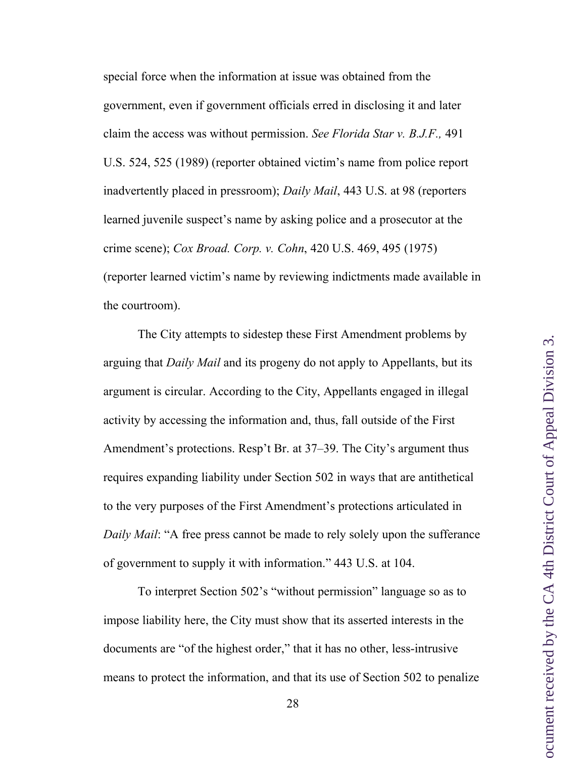special force when the information at issue was obtained from the government, even if government officials erred in disclosing it and later claim the access was without permission. *See Florida Star v. B.J.F.,* 491 U.S. 524, 525 (1989) (reporter obtained victim's name from police report inadvertently placed in pressroom); *Daily Mail*, 443 U.S. at 98 (reporters learned juvenile suspect's name by asking police and a prosecutor at the crime scene); *Cox Broad. Corp. v. Cohn*, 420 U.S. 469, 495 (1975) (reporter learned victim's name by reviewing indictments made available in the courtroom).

The City attempts to sidestep these First Amendment problems by arguing that *Daily Mail* and its progeny do not apply to Appellants, but its argument is circular. According to the City, Appellants engaged in illegal activity by accessing the information and, thus, fall outside of the First Amendment's protections. Resp't Br. at 37–39. The City's argument thus requires expanding liability under Section 502 in ways that are antithetical to the very purposes of the First Amendment's protections articulated in *Daily Mail*: "A free press cannot be made to rely solely upon the sufferance of government to supply it with information." 443 U.S. at 104.

To interpret Section 502's "without permission" language so as to impose liability here, the City must show that its asserted interests in the documents are "of the highest order," that it has no other, less-intrusive means to protect the information, and that its use of Section 502 to penalize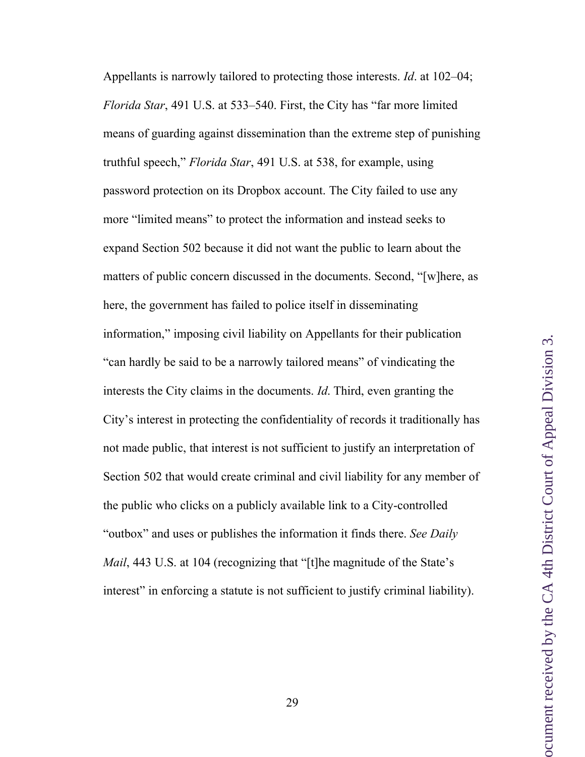Appellants is narrowly tailored to protecting those interests. *Id*. at 102–04; *Florida Star*, 491 U.S. at 533–540. First, the City has "far more limited means of guarding against dissemination than the extreme step of punishing truthful speech," *Florida Star*, 491 U.S. at 538, for example, using password protection on its Dropbox account. The City failed to use any more "limited means" to protect the information and instead seeks to expand Section 502 because it did not want the public to learn about the matters of public concern discussed in the documents. Second, "[w]here, as here, the government has failed to police itself in disseminating information," imposing civil liability on Appellants for their publication "can hardly be said to be a narrowly tailored means" of vindicating the interests the City claims in the documents. *Id*. Third, even granting the City's interest in protecting the confidentiality of records it traditionally has not made public, that interest is not sufficient to justify an interpretation of Section 502 that would create criminal and civil liability for any member of the public who clicks on a publicly available link to a City-controlled "outbox" and uses or publishes the information it finds there. *See Daily Mail*, 443 U.S. at 104 (recognizing that "[t]he magnitude of the State's interest" in enforcing a statute is not sufficient to justify criminal liability).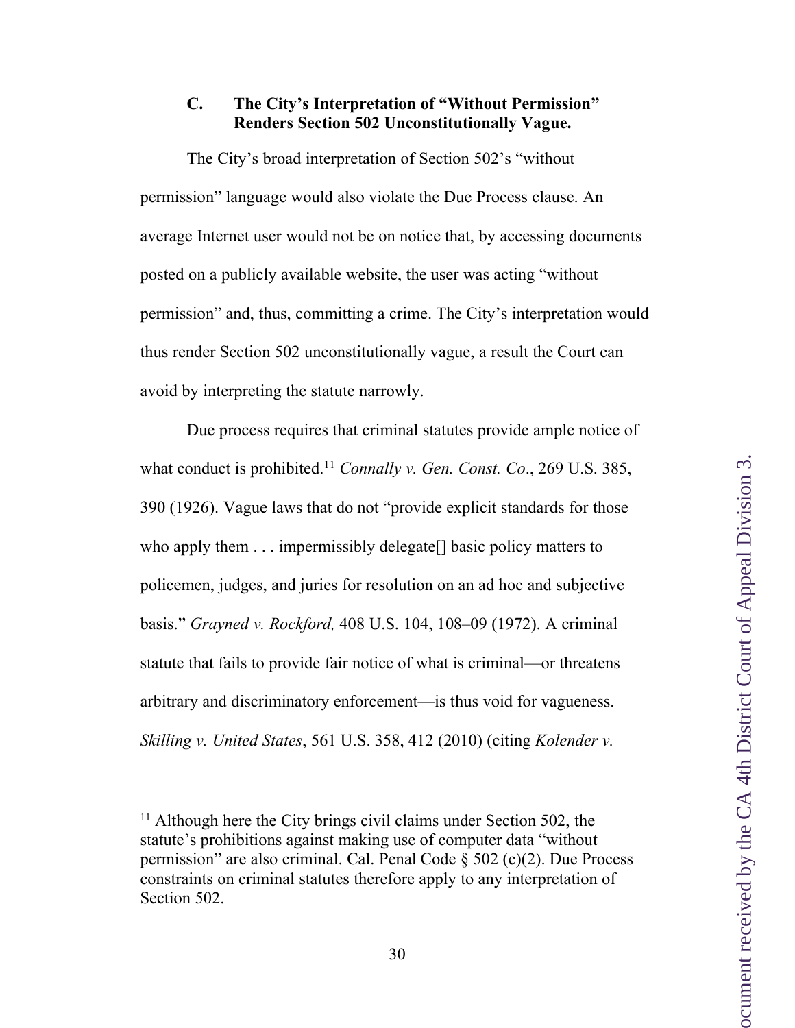### C. The City's Interpretation of "Without Permission" Renders Section 502 Unconstitutionally Vague.

The City's broad interpretation of Section 502's "without permission" language would also violate the Due Process clause. An average Internet user would not be on notice that, by accessing documents posted on a publicly available website, the user was acting "without permission" and, thus, committing a crime. The City's interpretation would thus render Section 502 unconstitutionally vague, a result the Court can avoid by interpreting the statute narrowly.

Due process requires that criminal statutes provide ample notice of what conduct is prohibited.[11] *Connally v. Gen. Const. Co*., 269 U.S. 385, 390 (1926). Vague laws that do not "provide explicit standards for those who apply them . . . impermissibly delegate[] basic policy matters to policemen, judges, and juries for resolution on an ad hoc and subjective basis." *Grayned v. Rockford,* 408 U.S. 104, 108–09 (1972). A criminal statute that fails to provide fair notice of what is criminal—or threatens arbitrary and discriminatory enforcement—is thus void for vagueness. *Skilling v. United States*, 561 U.S. 358, 412 (2010) (citing *Kolender v.*

---

[11] Although here the City brings civil claims under Section 502, the statute's prohibitions against making use of computer data "without permission" are also criminal. Cal. Penal Code § 502 (c)(2). Due Process constraints on criminal statutes therefore apply to any interpretation of Section 502.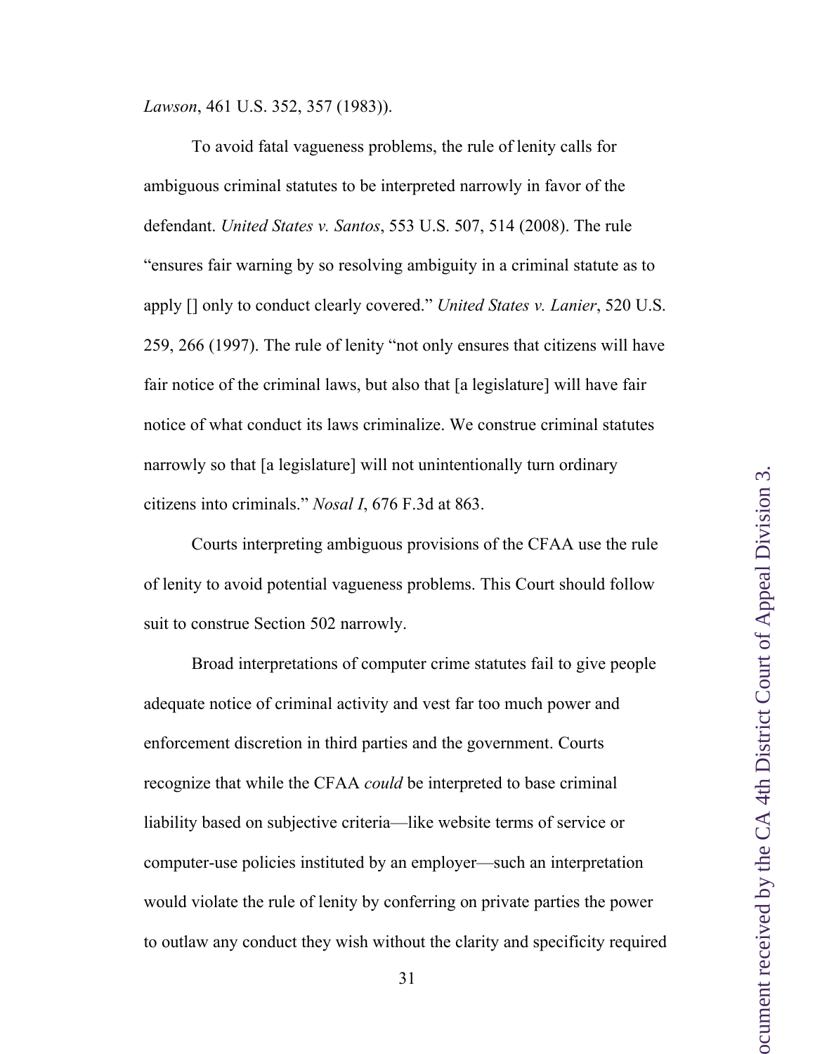*Lawson*, 461 U.S. 352, 357 (1983)).

To avoid fatal vagueness problems, the rule of lenity calls for ambiguous criminal statutes to be interpreted narrowly in favor of the defendant. *United States v. Santos*, 553 U.S. 507, 514 (2008). The rule "ensures fair warning by so resolving ambiguity in a criminal statute as to apply [] only to conduct clearly covered." *United States v. Lanier*, 520 U.S. 259, 266 (1997). The rule of lenity "not only ensures that citizens will have fair notice of the criminal laws, but also that [a legislature] will have fair notice of what conduct its laws criminalize. We construe criminal statutes narrowly so that [a legislature] will not unintentionally turn ordinary citizens into criminals." *Nosal I*, 676 F.3d at 863.

Courts interpreting ambiguous provisions of the CFAA use the rule of lenity to avoid potential vagueness problems. This Court should follow suit to construe Section 502 narrowly.

Broad interpretations of computer crime statutes fail to give people adequate notice of criminal activity and vest far too much power and enforcement discretion in third parties and the government. Courts recognize that while the CFAA *could* be interpreted to base criminal liability based on subjective criteria—like website terms of service or computer-use policies instituted by an employer—such an interpretation would violate the rule of lenity by conferring on private parties the power to outlaw any conduct they wish without the clarity and specificity required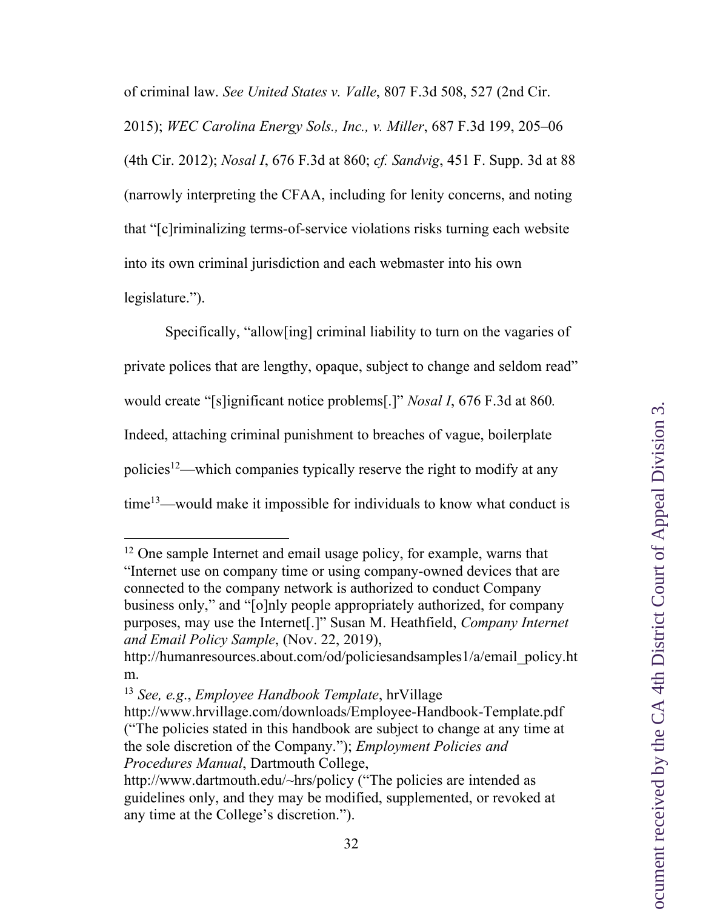of criminal law. *See United States v. Valle*, 807 F.3d 508, 527 (2nd Cir. 2015); *WEC Carolina Energy Sols., Inc., v. Miller*, 687 F.3d 199, 205–06 (4th Cir. 2012); *Nosal I*, 676 F.3d at 860; *cf. Sandvig*, 451 F. Supp. 3d at 88 (narrowly interpreting the CFAA, including for lenity concerns, and noting that "[c]riminalizing terms-of-service violations risks turning each website into its own criminal jurisdiction and each webmaster into his own legislature.").

Specifically, "allow[ing] criminal liability to turn on the vagaries of private polices that are lengthy, opaque, subject to change and seldom read" would create "[s]ignificant notice problems[.]" *Nosal I*, 676 F.3d at 860. Indeed, attaching criminal punishment to breaches of vague, boilerplate policies[12]—which companies typically reserve the right to modify at any time[13]—would make it impossible for individuals to know what conduct is

---

[12] One sample Internet and email usage policy, for example, warns that "Internet use on company time or using company-owned devices that are connected to the company network is authorized to conduct Company business only," and "[o]nly people appropriately authorized, for company purposes, may use the Internet[.]" Susan M. Heathfield, *Company Internet and Email Policy Sample*, (Nov. 22, 2019), http://humanresources.about.com/od/policiesandsamples1/a/email_policy.htm.

[13] *See, e.g.*, *Employee Handbook Template*, hrVillage http://www.hrvillage.com/downloads/Employee-Handbook-Template.pdf ("The policies stated in this handbook are subject to change at any time at the sole discretion of the Company."); *Employment Policies and Procedures Manual*, Dartmouth College, http://www.dartmouth.edu/~hrs/policy ("The policies are intended as guidelines only, and they may be modified, supplemented, or revoked at any time at the College's discretion.").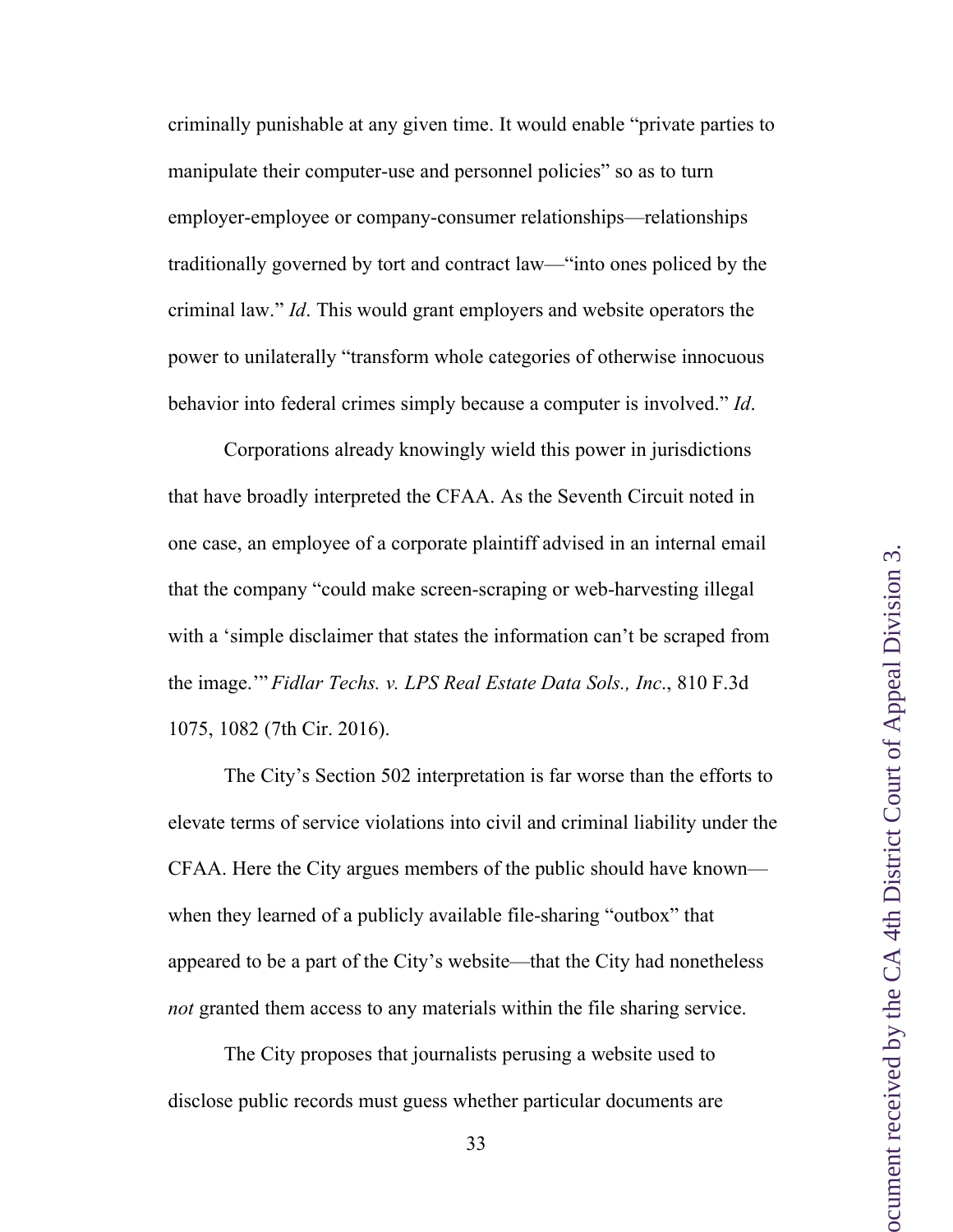criminally punishable at any given time. It would enable "private parties to manipulate their computer-use and personnel policies" so as to turn employer-employee or company-consumer relationships—relationships traditionally governed by tort and contract law—"into ones policed by the criminal law." *Id*. This would grant employers and website operators the power to unilaterally "transform whole categories of otherwise innocuous behavior into federal crimes simply because a computer is involved." *Id*.

Corporations already knowingly wield this power in jurisdictions that have broadly interpreted the CFAA. As the Seventh Circuit noted in one case, an employee of a corporate plaintiff advised in an internal email that the company "could make screen-scraping or web-harvesting illegal with a 'simple disclaimer that states the information can't be scraped from the image.'" *Fidlar Techs. v. LPS Real Estate Data Sols., Inc*., 810 F.3d 1075, 1082 (7th Cir. 2016).

The City's Section 502 interpretation is far worse than the efforts to elevate terms of service violations into civil and criminal liability under the CFAA. Here the City argues members of the public should have known—when they learned of a publicly available file-sharing "outbox" that appeared to be a part of the City's website—that the City had nonetheless *not* granted them access to any materials within the file sharing service.

The City proposes that journalists perusing a website used to disclose public records must guess whether particular documents are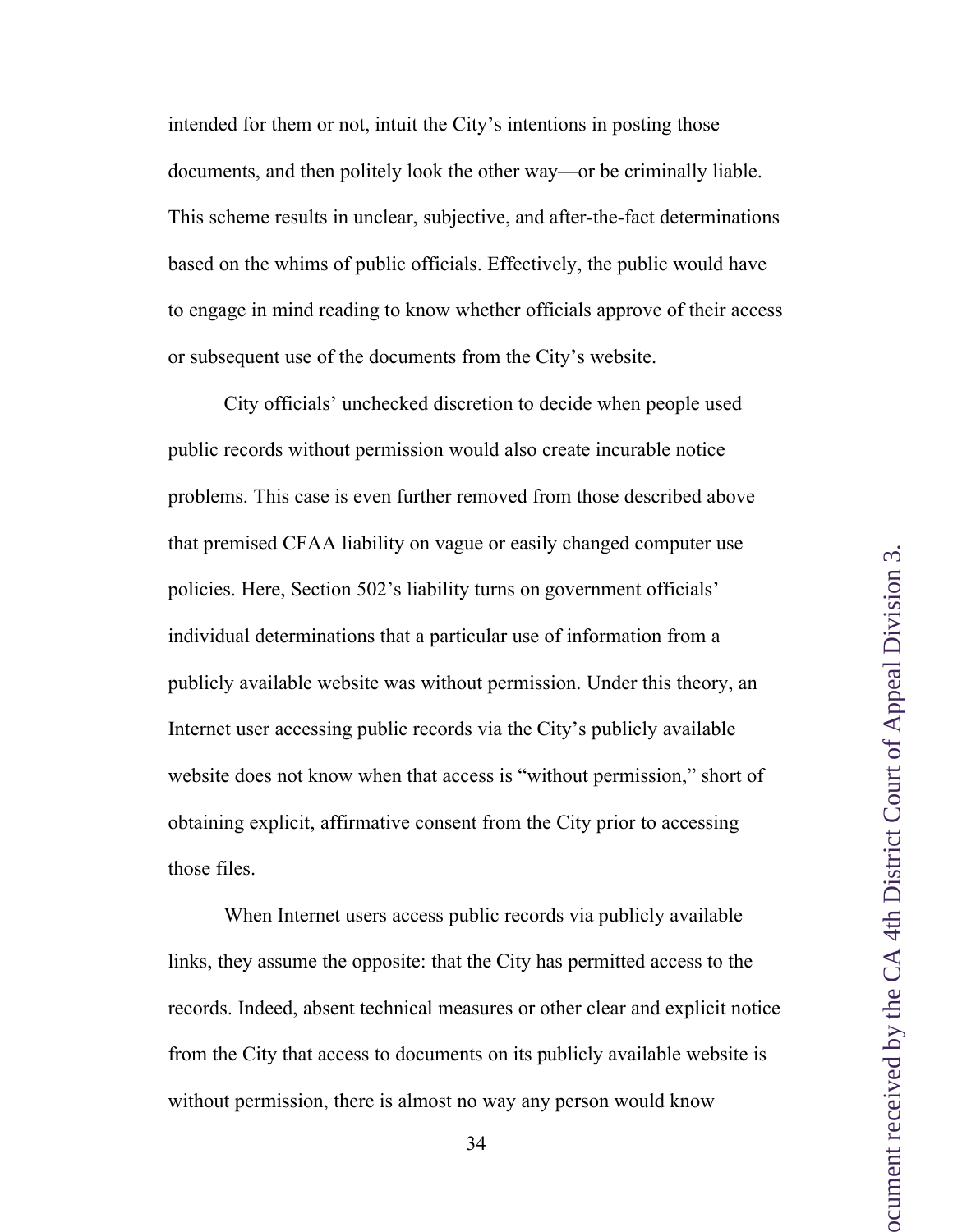intended for them or not, intuit the City's intentions in posting those documents, and then politely look the other way—or be criminally liable. This scheme results in unclear, subjective, and after-the-fact determinations based on the whims of public officials. Effectively, the public would have to engage in mind reading to know whether officials approve of their access or subsequent use of the documents from the City's website.

City officials' unchecked discretion to decide when people used public records without permission would also create incurable notice problems. This case is even further removed from those described above that premised CFAA liability on vague or easily changed computer use policies. Here, Section 502's liability turns on government officials' individual determinations that a particular use of information from a publicly available website was without permission. Under this theory, an Internet user accessing public records via the City's publicly available website does not know when that access is "without permission," short of obtaining explicit, affirmative consent from the City prior to accessing those files.

When Internet users access public records via publicly available links, they assume the opposite: that the City has permitted access to the records. Indeed, absent technical measures or other clear and explicit notice from the City that access to documents on its publicly available website is without permission, there is almost no way any person would know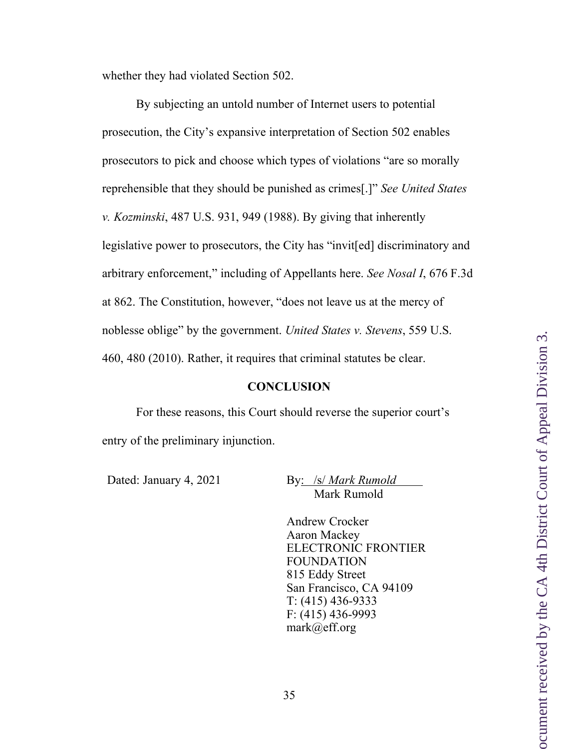whether they had violated Section 502.

By subjecting an untold number of Internet users to potential prosecution, the City's expansive interpretation of Section 502 enables prosecutors to pick and choose which types of violations "are so morally reprehensible that they should be punished as crimes[.]" *See United States v. Kozminski*, 487 U.S. 931, 949 (1988). By giving that inherently legislative power to prosecutors, the City has "invit[ed] discriminatory and arbitrary enforcement," including of Appellants here. *See Nosal I*, 676 F.3d at 862. The Constitution, however, "does not leave us at the mercy of noblesse oblige" by the government. *United States v. Stevens*, 559 U.S. 460, 480 (2010). Rather, it requires that criminal statutes be clear.

## CONCLUSION

For these reasons, this Court should reverse the superior court's entry of the preliminary injunction.

Dated: January 4, 2021

By: /s/ *Mark Rumold*
Mark Rumold

Andrew Crocker
Aaron Mackey
ELECTRONIC FRONTIER FOUNDATION
815 Eddy Street
San Francisco, CA 94109
T: (415) 436-9333
F: (415) 436-9993
mark@eff.org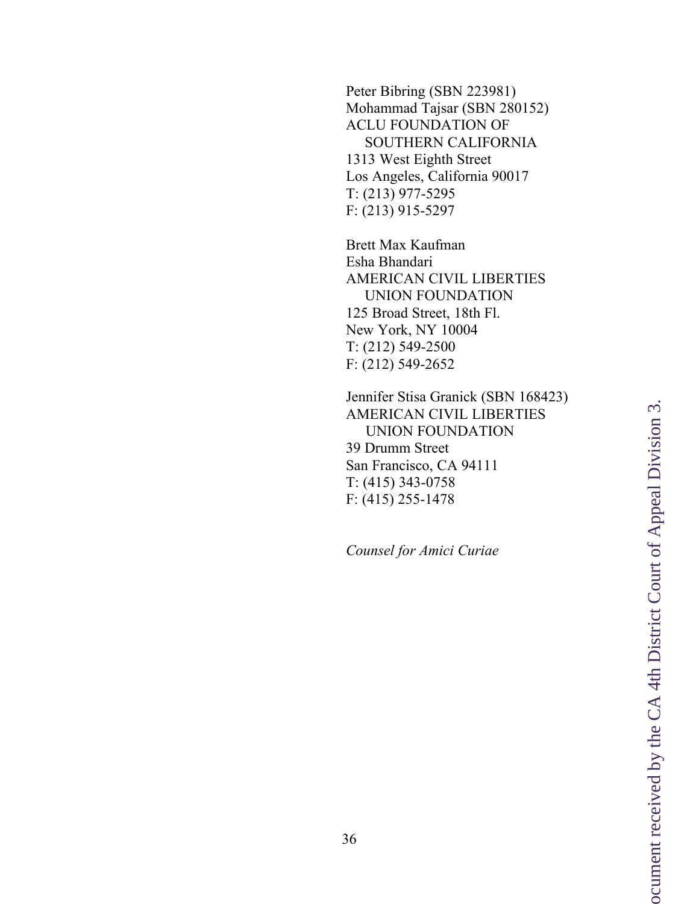Peter Bibring (SBN 223981)
Mohammad Tajsar (SBN 280152)
ACLU FOUNDATION OF
SOUTHERN CALIFORNIA
1313 West Eighth Street
Los Angeles, California 90017
T: (213) 977-5295
F: (213) 915-5297

Brett Max Kaufman
Esha Bhandari
AMERICAN CIVIL LIBERTIES
UNION FOUNDATION
125 Broad Street, 18th Fl.
New York, NY 10004
T: (212) 549-2500
F: (212) 549-2652

Jennifer Stisa Granick (SBN 168423)
AMERICAN CIVIL LIBERTIES
UNION FOUNDATION
39 Drumm Street
San Francisco, CA 94111
T: (415) 343-0758
F: (415) 255-1478

*Counsel for Amici Curiae*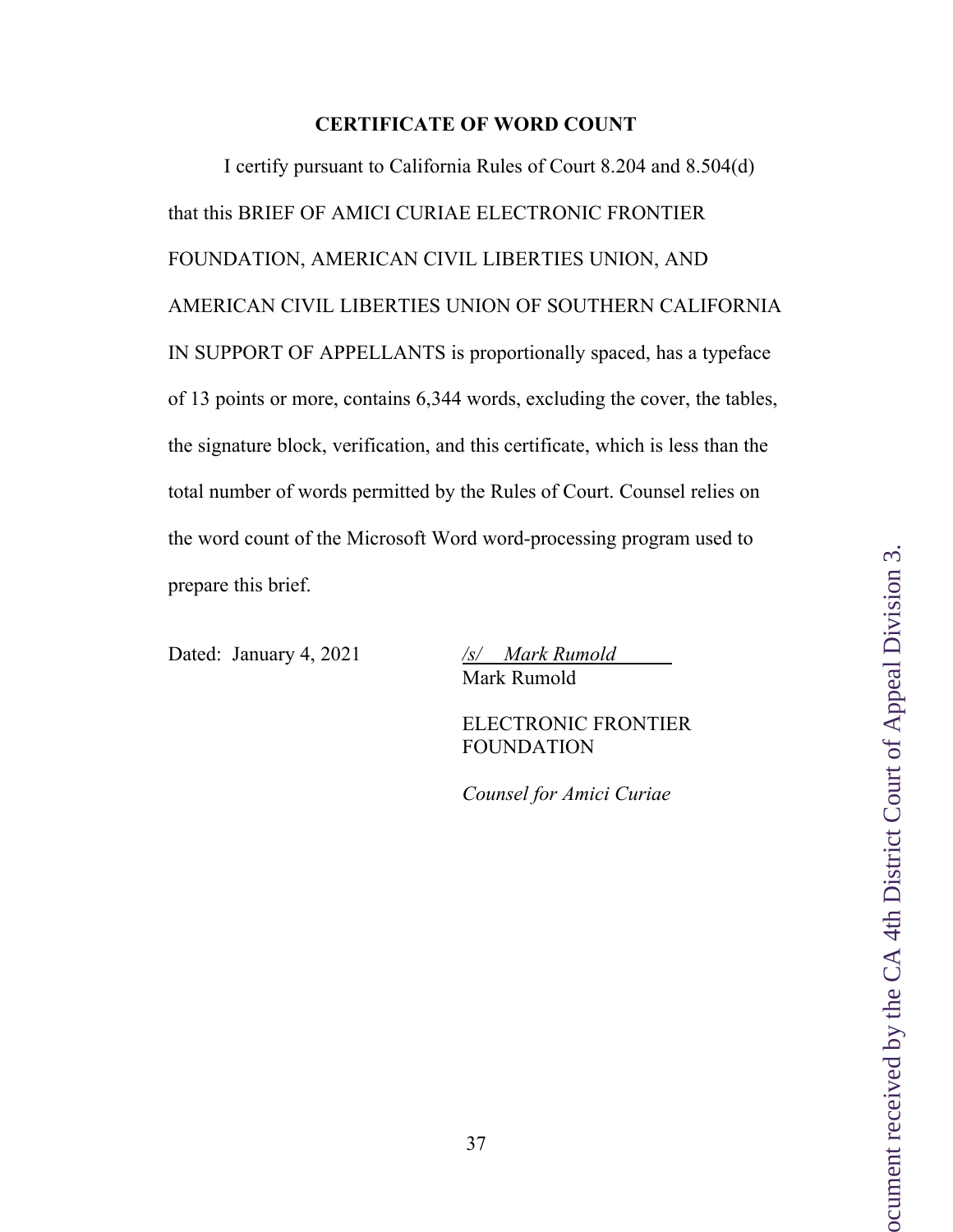**CERTIFICATE OF WORD COUNT**

I certify pursuant to California Rules of Court 8.204 and 8.504(d) that this BRIEF OF AMICI CURIAE ELECTRONIC FRONTIER FOUNDATION, AMERICAN CIVIL LIBERTIES UNION, AND AMERICAN CIVIL LIBERTIES UNION OF SOUTHERN CALIFORNIA IN SUPPORT OF APPELLANTS is proportionally spaced, has a typeface of 13 points or more, contains 6,344 words, excluding the cover, the tables, the signature block, verification, and this certificate, which is less than the total number of words permitted by the Rules of Court. Counsel relies on the word count of the Microsoft Word word-processing program used to prepare this brief.

Dated: January 4, 2021

*/s/ Mark Rumold*
Mark Rumold

ELECTRONIC FRONTIER FOUNDATION

*Counsel for Amici Curiae*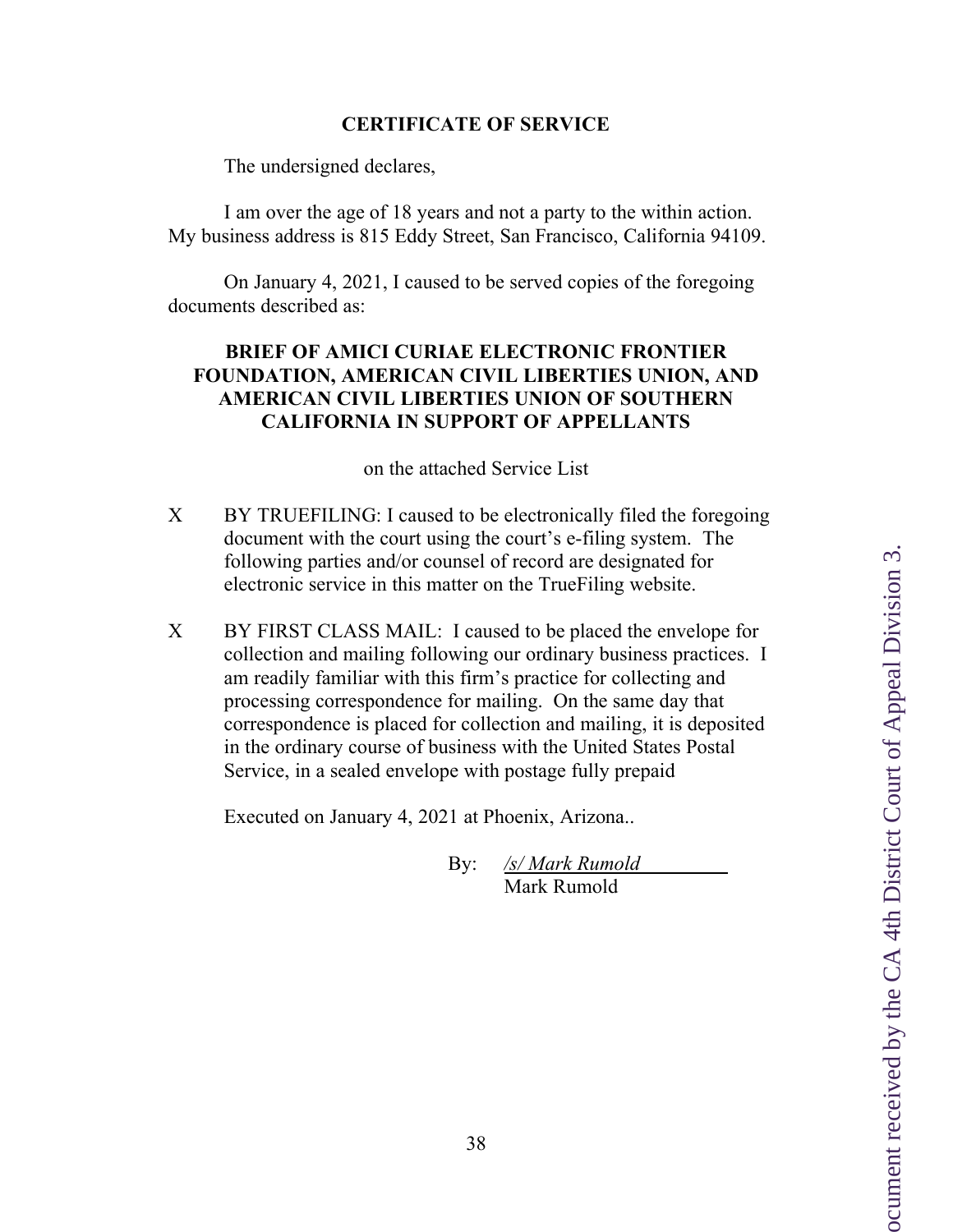**CERTIFICATE OF SERVICE**

The undersigned declares,

I am over the age of 18 years and not a party to the within action. My business address is 815 Eddy Street, San Francisco, California 94109.

On January 4, 2021, I caused to be served copies of the foregoing documents described as:

**BRIEF OF AMICI CURIAE ELECTRONIC FRONTIER FOUNDATION, AMERICAN CIVIL LIBERTIES UNION, AND AMERICAN CIVIL LIBERTIES UNION OF SOUTHERN CALIFORNIA IN SUPPORT OF APPELLANTS**

on the attached Service List

X BY TRUEFILING: I caused to be electronically filed the foregoing document with the court using the court's e-filing system. The following parties and/or counsel of record are designated for electronic service in this matter on the TrueFiling website.

X BY FIRST CLASS MAIL: I caused to be placed the envelope for collection and mailing following our ordinary business practices. I am readily familiar with this firm's practice for collecting and processing correspondence for mailing. On the same day that correspondence is placed for collection and mailing, it is deposited in the ordinary course of business with the United States Postal Service, in a sealed envelope with postage fully prepaid

Executed on January 4, 2021 at Phoenix, Arizona..

By: _/s/ Mark Rumold_
Mark Rumold

Document received by the CA 4th District Court of Appeal Division 3.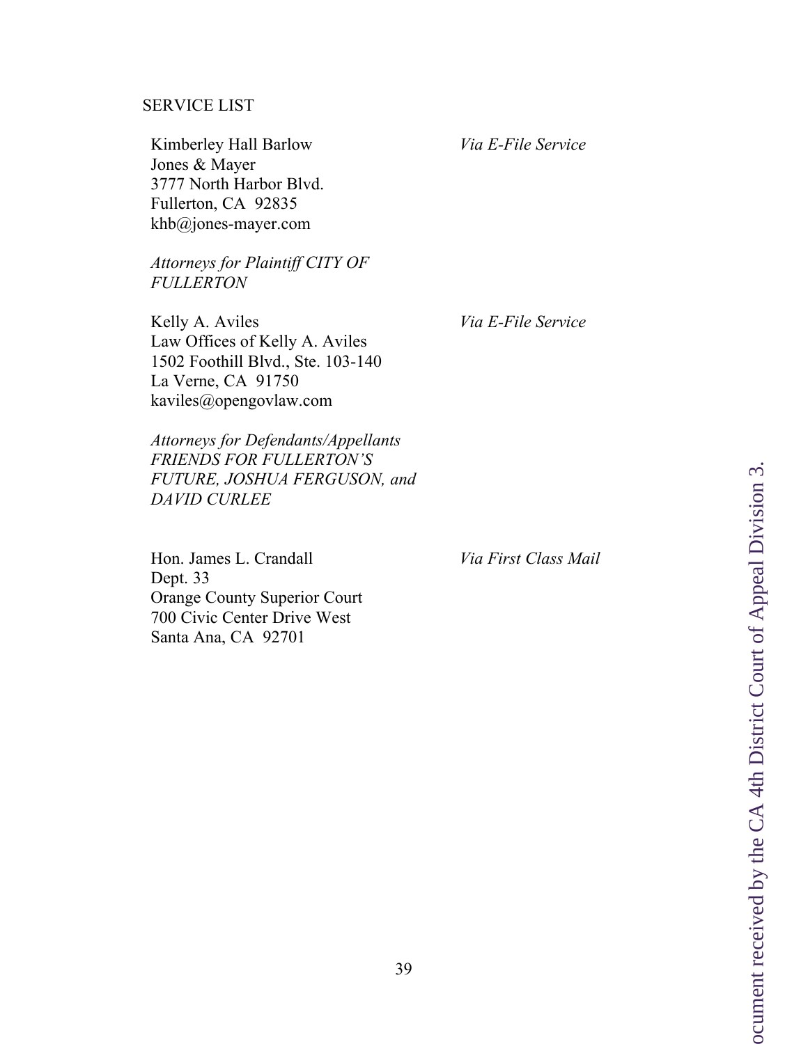SERVICE LIST

Kimberley Hall Barlow
Jones & Mayer
3777 North Harbor Blvd.
Fullerton, CA 92835
khb@jones-mayer.com

*Via E-File Service*

*Attorneys for Plaintiff CITY OF FULLERTON*

Kelly A. Aviles
Law Offices of Kelly A. Aviles
1502 Foothill Blvd., Ste. 103-140
La Verne, CA 91750
kaviles@opengovlaw.com

*Via E-File Service*

*Attorneys for Defendants/Appellants FRIENDS FOR FULLERTON'S FUTURE, JOSHUA FERGUSON, and DAVID CURLEE*

Hon. James L. Crandall
Dept. 33
Orange County Superior Court
700 Civic Center Drive West
Santa Ana, CA 92701

*Via First Class Mail*

ocument received by the CA 4th District Court of Appeal Division 3.